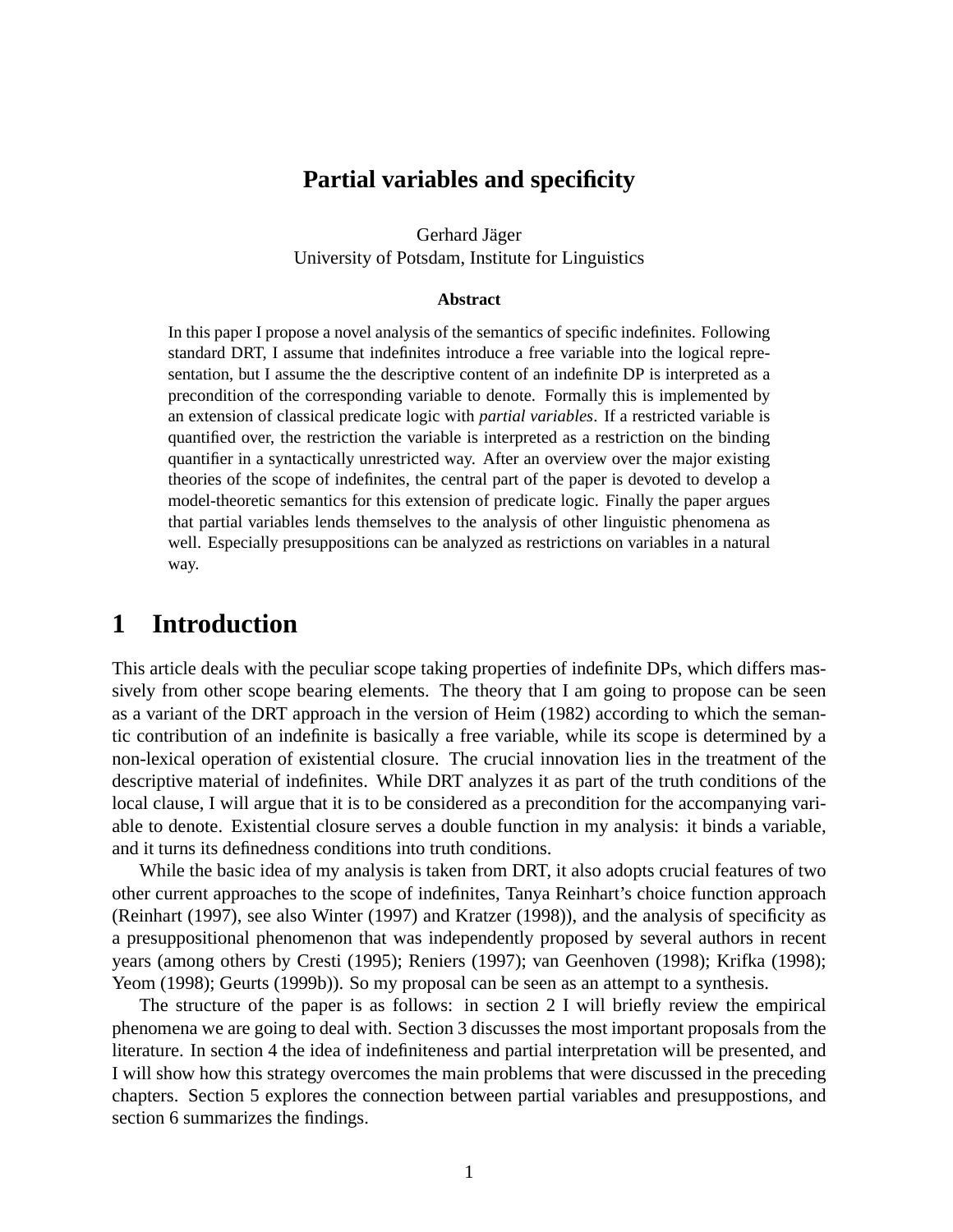# Partial variables and specificity

Gerhard Jäger
University of Potsdam, Institute for Linguistics

### Abstract

In this paper I propose a novel analysis of the semantics of specific indefinites. Following standard DRT, I assume that indefinites introduce a free variable into the logical representation, but I assume the the descriptive content of an indefinite DP is interpreted as a precondition of the corresponding variable to denote. Formally this is implemented by an extension of classical predicate logic with *partial variables*. If a restricted variable is quantified over, the restriction the variable is interpreted as a restriction on the binding quantifier in a syntactically unrestricted way. After an overview over the major existing theories of the scope of indefinites, the central part of the paper is devoted to develop a model-theoretic semantics for this extension of predicate logic. Finally the paper argues that partial variables lends themselves to the analysis of other linguistic phenomena as well. Especially presuppositions can be analyzed as restrictions on variables in a natural way.

## 1 Introduction

This article deals with the peculiar scope taking properties of indefinite DPs, which differs massively from other scope bearing elements. The theory that I am going to propose can be seen as a variant of the DRT approach in the version of Heim (1982) according to which the semantic contribution of an indefinite is basically a free variable, while its scope is determined by a non-lexical operation of existential closure. The crucial innovation lies in the treatment of the descriptive material of indefinites. While DRT analyzes it as part of the truth conditions of the local clause, I will argue that it is to be considered as a precondition for the accompanying variable to denote. Existential closure serves a double function in my analysis: it binds a variable, and it turns its definedness conditions into truth conditions.

While the basic idea of my analysis is taken from DRT, it also adopts crucial features of two other current approaches to the scope of indefinites, Tanya Reinhart's choice function approach (Reinhart (1997), see also Winter (1997) and Kratzer (1998)), and the analysis of specificity as a presuppositional phenomenon that was independently proposed by several authors in recent years (among others by Cresti (1995); Reniers (1997); van Geenhoven (1998); Krifka (1998); Yeom (1998); Geurts (1999b)). So my proposal can be seen as an attempt to a synthesis.

The structure of the paper is as follows: in section 2 I will briefly review the empirical phenomena we are going to deal with. Section 3 discusses the most important proposals from the literature. In section 4 the idea of indefiniteness and partial interpretation will be presented, and I will show how this strategy overcomes the main problems that were discussed in the preceding chapters. Section 5 explores the connection between partial variables and presuppostions, and section 6 summarizes the findings.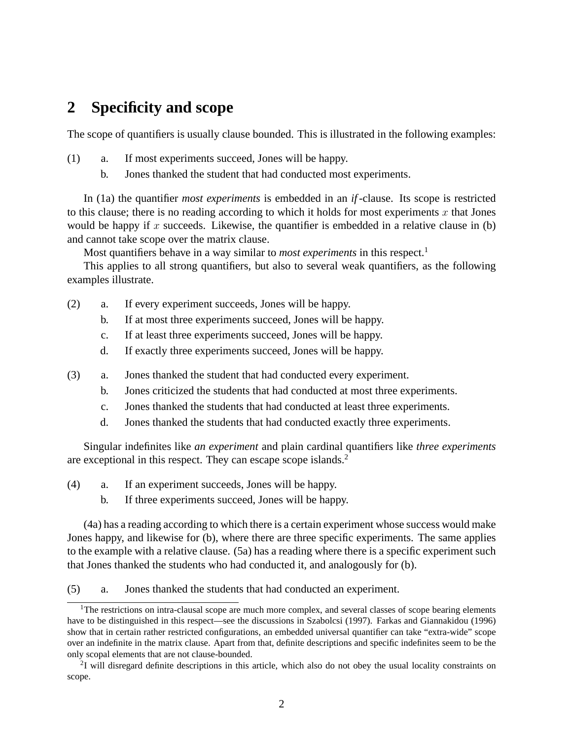## 2 Specificity and scope

The scope of quantifiers is usually clause bounded. This is illustrated in the following examples:

(1) a. If most experiments succeed, Jones will be happy.
    b. Jones thanked the student that had conducted most experiments.

In (1a) the quantifier *most experiments* is embedded in an *if*-clause. Its scope is restricted to this clause; there is no reading according to which it holds for most experiments $x$ that Jones would be happy if $x$ succeeds. Likewise, the quantifier is embedded in a relative clause in (b) and cannot take scope over the matrix clause.

Most quantifiers behave in a way similar to *most experiments* in this respect.[1]

This applies to all strong quantifiers, but also to several weak quantifiers, as the following examples illustrate.

(2) a. If every experiment succeeds, Jones will be happy.
    b. If at most three experiments succeed, Jones will be happy.
    c. If at least three experiments succeed, Jones will be happy.
    d. If exactly three experiments succeed, Jones will be happy.

(3) a. Jones thanked the student that had conducted every experiment.
    b. Jones criticized the students that had conducted at most three experiments.
    c. Jones thanked the students that had conducted at least three experiments.
    d. Jones thanked the students that had conducted exactly three experiments.

Singular indefinites like *an experiment* and plain cardinal quantifiers like *three experiments* are exceptional in this respect. They can escape scope islands.[2]

(4) a. If an experiment succeeds, Jones will be happy.
    b. If three experiments succeed, Jones will be happy.

(4a) has a reading according to which there is a certain experiment whose success would make Jones happy, and likewise for (b), where there are three specific experiments. The same applies to the example with a relative clause. (5a) has a reading where there is a specific experiment such that Jones thanked the students who had conducted it, and analogously for (b).

(5) a. Jones thanked the students that had conducted an experiment.

[1]The restrictions on intra-clausal scope are much more complex, and several classes of scope bearing elements have to be distinguished in this respect—see the discussions in Szabolcsi (1997). Farkas and Giannakidou (1996) show that in certain rather restricted configurations, an embedded universal quantifier can take "extra-wide" scope over an indefinite in the matrix clause. Apart from that, definite descriptions and specific indefinites seem to be the only scopal elements that are not clause-bounded.

[2]I will disregard definite descriptions in this article, which also do not obey the usual locality constraints on scope.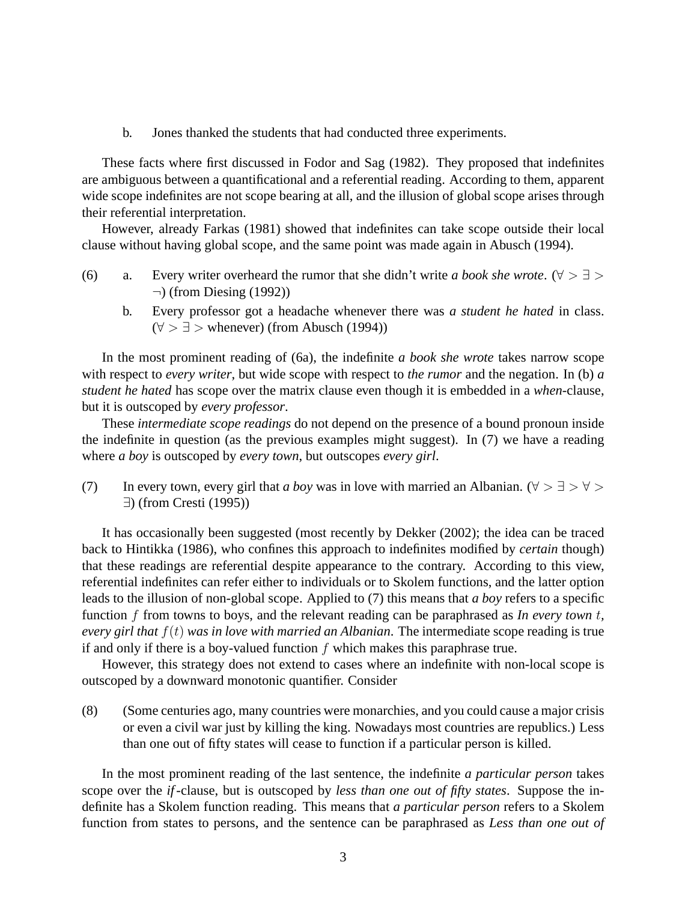b. Jones thanked the students that had conducted three experiments.

These facts where first discussed in Fodor and Sag (1982). They proposed that indefinites are ambiguous between a quantificational and a referential reading. According to them, apparent wide scope indefinites are not scope bearing at all, and the illusion of global scope arises through their referential interpretation.

However, already Farkas (1981) showed that indefinites can take scope outside their local clause without having global scope, and the same point was made again in Abusch (1994).

(6) a. Every writer overheard the rumor that she didn't write *a book she wrote*. ($\forall > \exists > \neg$) (from Diesing (1992))

b. Every professor got a headache whenever there was *a student he hated* in class. ($\forall > \exists >$ whenever) (from Abusch (1994))

In the most prominent reading of (6a), the indefinite *a book she wrote* takes narrow scope with respect to *every writer*, but wide scope with respect to *the rumor* and the negation. In (b) *a student he hated* has scope over the matrix clause even though it is embedded in a *when*-clause, but it is outscoped by *every professor*.

These *intermediate scope readings* do not depend on the presence of a bound pronoun inside the indefinite in question (as the previous examples might suggest). In (7) we have a reading where *a boy* is outscoped by *every town*, but outscopes *every girl*.

(7) In every town, every girl that *a boy* was in love with married an Albanian. ($\forall > \exists > \forall > \exists$) (from Cresti (1995))

It has occasionally been suggested (most recently by Dekker (2002); the idea can be traced back to Hintikka (1986), who confines this approach to indefinites modified by *certain* though) that these readings are referential despite appearance to the contrary. According to this view, referential indefinites can refer either to individuals or to Skolem functions, and the latter option leads to the illusion of non-global scope. Applied to (7) this means that *a boy* refers to a specific function $f$ from towns to boys, and the relevant reading can be paraphrased as *In every town $t$, every girl that $f(t)$ was in love with married an Albanian*. The intermediate scope reading is true if and only if there is a boy-valued function $f$ which makes this paraphrase true.

However, this strategy does not extend to cases where an indefinite with non-local scope is outscoped by a downward monotonic quantifier. Consider

(8) (Some centuries ago, many countries were monarchies, and you could cause a major crisis or even a civil war just by killing the king. Nowadays most countries are republics.) Less than one out of fifty states will cease to function if a particular person is killed.

In the most prominent reading of the last sentence, the indefinite *a particular person* takes scope over the *if*-clause, but is outscoped by *less than one out of fifty states*. Suppose the indefinite has a Skolem function reading. This means that *a particular person* refers to a Skolem function from states to persons, and the sentence can be paraphrased as *Less than one out of*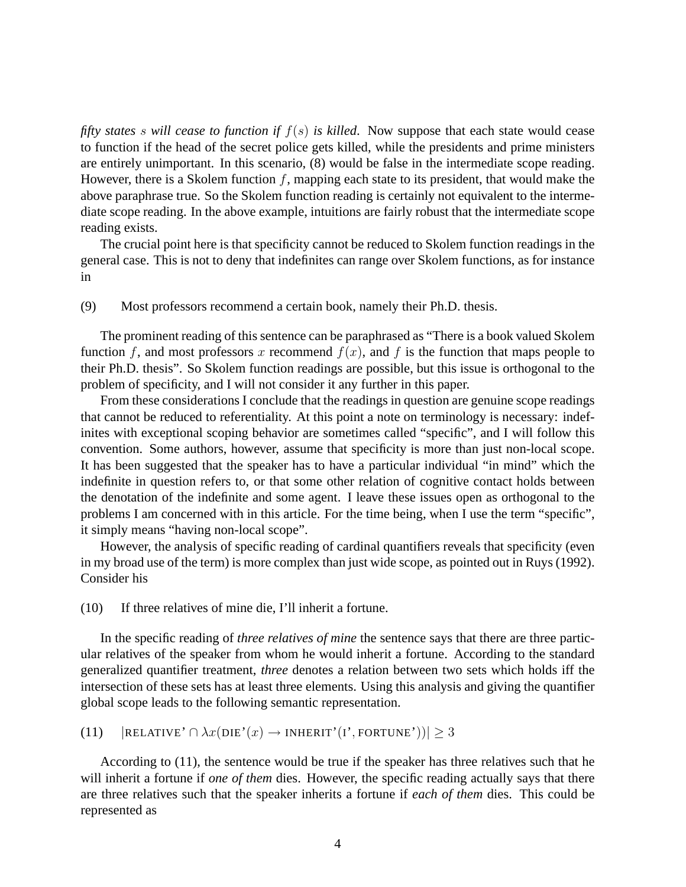*fifty states $s$ will cease to function if $f(s)$ is killed*. Now suppose that each state would cease to function if the head of the secret police gets killed, while the presidents and prime ministers are entirely unimportant. In this scenario, (8) would be false in the intermediate scope reading. However, there is a Skolem function $f$, mapping each state to its president, that would make the above paraphrase true. So the Skolem function reading is certainly not equivalent to the intermediate scope reading. In the above example, intuitions are fairly robust that the intermediate scope reading exists.

The crucial point here is that specificity cannot be reduced to Skolem function readings in the general case. This is not to deny that indefinites can range over Skolem functions, as for instance in

(9) Most professors recommend a certain book, namely their Ph.D. thesis.

The prominent reading of this sentence can be paraphrased as "There is a book valued Skolem function $f$, and most professors $x$ recommend $f(x)$, and $f$ is the function that maps people to their Ph.D. thesis". So Skolem function readings are possible, but this issue is orthogonal to the problem of specificity, and I will not consider it any further in this paper.

From these considerations I conclude that the readings in question are genuine scope readings that cannot be reduced to referentiality. At this point a note on terminology is necessary: indefinites with exceptional scoping behavior are sometimes called "specific", and I will follow this convention. Some authors, however, assume that specificity is more than just non-local scope. It has been suggested that the speaker has to have a particular individual "in mind" which the indefinite in question refers to, or that some other relation of cognitive contact holds between the denotation of the indefinite and some agent. I leave these issues open as orthogonal to the problems I am concerned with in this article. For the time being, when I use the term "specific", it simply means "having non-local scope".

However, the analysis of specific reading of cardinal quantifiers reveals that specificity (even in my broad use of the term) is more complex than just wide scope, as pointed out in Ruys (1992). Consider his

(10) If three relatives of mine die, I'll inherit a fortune.

In the specific reading of *three relatives of mine* the sentence says that there are three particular relatives of the speaker from whom he would inherit a fortune. According to the standard generalized quantifier treatment, *three* denotes a relation between two sets which holds iff the intersection of these sets has at least three elements. Using this analysis and giving the quantifier global scope leads to the following semantic representation.

(11) $|\text{RELATIVE'} \cap \lambda x(\text{DIE'}(x) \rightarrow \text{INHERIT'}(\text{I'}, \text{FORTUNE'}))| \geq 3$

According to (11), the sentence would be true if the speaker has three relatives such that he will inherit a fortune if *one of them* dies. However, the specific reading actually says that there are three relatives such that the speaker inherits a fortune if *each of them* dies. This could be represented as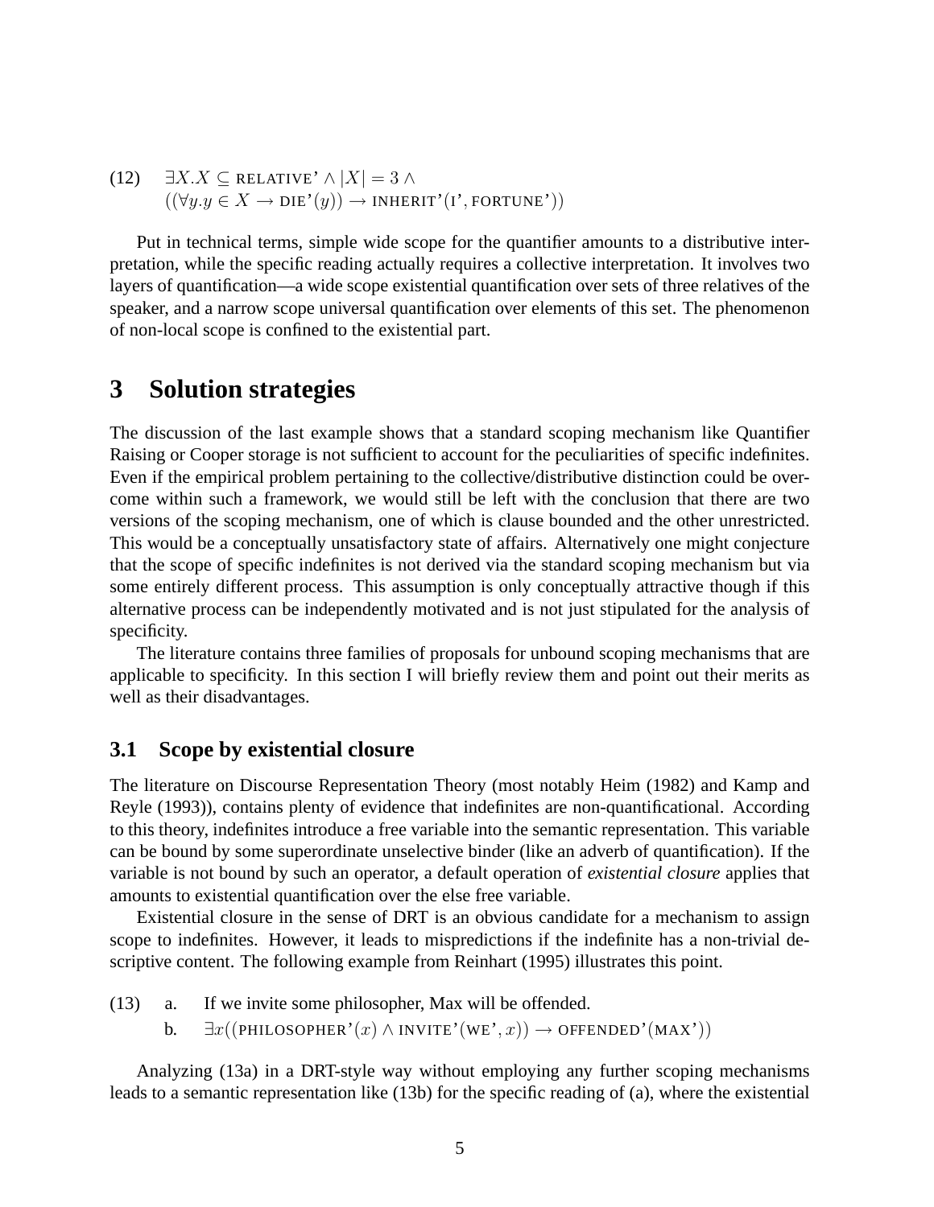(12) $\exists X.X \subseteq \text{RELATIVE'} \land |X| = 3 \land$
$((\forall y.y \in X \rightarrow \text{DIE'}(y)) \rightarrow \text{INHERIT'}(\text{I'}, \text{FORTUNE'}))$

Put in technical terms, simple wide scope for the quantifier amounts to a distributive interpretation, while the specific reading actually requires a collective interpretation. It involves two layers of quantification—a wide scope existential quantification over sets of three relatives of the speaker, and a narrow scope universal quantification over elements of this set. The phenomenon of non-local scope is confined to the existential part.

# 3 Solution strategies

The discussion of the last example shows that a standard scoping mechanism like Quantifier Raising or Cooper storage is not sufficient to account for the peculiarities of specific indefinites. Even if the empirical problem pertaining to the collective/distributive distinction could be overcome within such a framework, we would still be left with the conclusion that there are two versions of the scoping mechanism, one of which is clause bounded and the other unrestricted. This would be a conceptually unsatisfactory state of affairs. Alternatively one might conjecture that the scope of specific indefinites is not derived via the standard scoping mechanism but via some entirely different process. This assumption is only conceptually attractive though if this alternative process can be independently motivated and is not just stipulated for the analysis of specificity.

The literature contains three families of proposals for unbound scoping mechanisms that are applicable to specificity. In this section I will briefly review them and point out their merits as well as their disadvantages.

## 3.1 Scope by existential closure

The literature on Discourse Representation Theory (most notably Heim (1982) and Kamp and Reyle (1993)), contains plenty of evidence that indefinites are non-quantificational. According to this theory, indefinites introduce a free variable into the semantic representation. This variable can be bound by some superordinate unselective binder (like an adverb of quantification). If the variable is not bound by such an operator, a default operation of *existential closure* applies that amounts to existential quantification over the else free variable.

Existential closure in the sense of DRT is an obvious candidate for a mechanism to assign scope to indefinites. However, it leads to mispredictions if the indefinite has a non-trivial descriptive content. The following example from Reinhart (1995) illustrates this point.

(13) a. If we invite some philosopher, Max will be offended.

b. $\exists x((\text{PHILOSOPHER'}(x) \land \text{INVITE'}(\text{WE'}, x)) \rightarrow \text{OFFENDED'}(\text{MAX'}))$

Analyzing (13a) in a DRT-style way without employing any further scoping mechanisms leads to a semantic representation like (13b) for the specific reading of (a), where the existential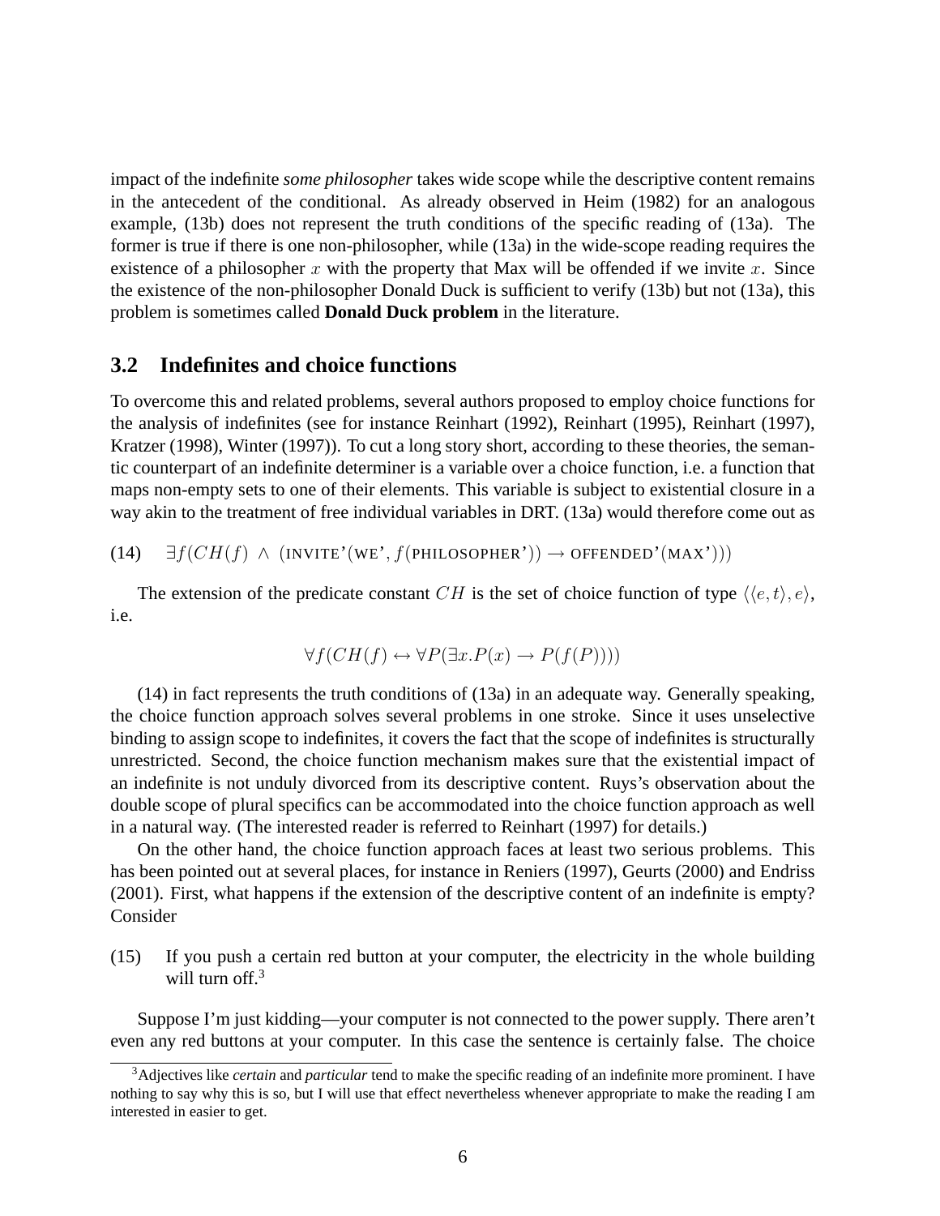impact of the indefinite *some philosopher* takes wide scope while the descriptive content remains in the antecedent of the conditional. As already observed in Heim (1982) for an analogous example, (13b) does not represent the truth conditions of the specific reading of (13a). The former is true if there is one non-philosopher, while (13a) in the wide-scope reading requires the existence of a philosopher $x$ with the property that Max will be offended if we invite $x$. Since the existence of the non-philosopher Donald Duck is sufficient to verify (13b) but not (13a), this problem is sometimes called **Donald Duck problem** in the literature.

## 3.2 Indefinites and choice functions

To overcome this and related problems, several authors proposed to employ choice functions for the analysis of indefinites (see for instance Reinhart (1992), Reinhart (1995), Reinhart (1997), Kratzer (1998), Winter (1997)). To cut a long story short, according to these theories, the semantic counterpart of an indefinite determiner is a variable over a choice function, i.e. a function that maps non-empty sets to one of their elements. This variable is subject to existential closure in a way akin to the treatment of free individual variables in DRT. (13a) would therefore come out as

(14) $\exists f(CH(f) \wedge (\text{INVITE'}(\text{WE'}, f(\text{PHILOSOPHER'})) \rightarrow \text{OFFENDED'}(\text{MAX'})))$

The extension of the predicate constant $CH$ is the set of choice function of type $\langle\langle e,t\rangle, e\rangle$, i.e.

$$\forall f(CH(f) \leftrightarrow \forall P(\exists x.P(x) \rightarrow P(f(P))))$$

(14) in fact represents the truth conditions of (13a) in an adequate way. Generally speaking, the choice function approach solves several problems in one stroke. Since it uses unselective binding to assign scope to indefinites, it covers the fact that the scope of indefinites is structurally unrestricted. Second, the choice function mechanism makes sure that the existential impact of an indefinite is not unduly divorced from its descriptive content. Ruys's observation about the double scope of plural specifics can be accommodated into the choice function approach as well in a natural way. (The interested reader is referred to Reinhart (1997) for details.)

On the other hand, the choice function approach faces at least two serious problems. This has been pointed out at several places, for instance in Reniers (1997), Geurts (2000) and Endriss (2001). First, what happens if the extension of the descriptive content of an indefinite is empty? Consider

(15) If you push a certain red button at your computer, the electricity in the whole building will turn off.[3]

Suppose I'm just kidding—your computer is not connected to the power supply. There aren't even any red buttons at your computer. In this case the sentence is certainly false. The choice

[3] Adjectives like *certain* and *particular* tend to make the specific reading of an indefinite more prominent. I have nothing to say why this is so, but I will use that effect nevertheless whenever appropriate to make the reading I am interested in easier to get.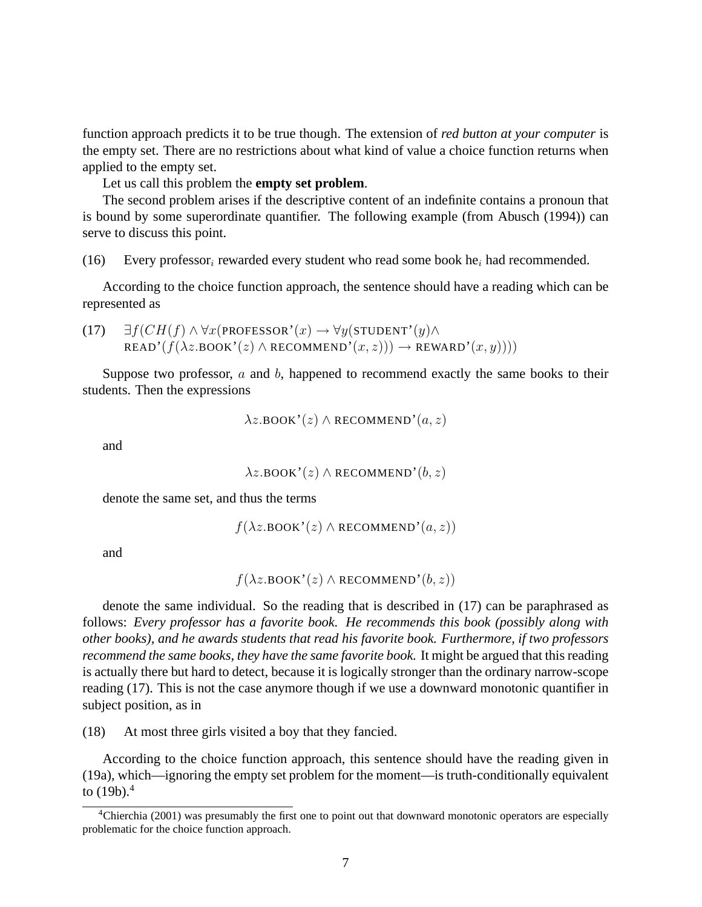function approach predicts it to be true though. The extension of *red button at your computer* is the empty set. There are no restrictions about what kind of value a choice function returns when applied to the empty set.

Let us call this problem the **empty set problem**.

The second problem arises if the descriptive content of an indefinite contains a pronoun that is bound by some superordinate quantifier. The following example (from Abusch (1994)) can serve to discuss this point.

(16) Every professor$_i$ rewarded every student who read some book he$_i$ had recommended.

According to the choice function approach, the sentence should have a reading which can be represented as

(17) $\exists f(CH(f) \land \forall x(\text{PROFESSOR'}(x) \rightarrow \forall y(\text{STUDENT'}(y) \land \text{READ'}(f(\lambda z.\text{BOOK'}(z) \land \text{RECOMMEND'}(x, z))) \rightarrow \text{REWARD'}(x, y))))$

Suppose two professor, $a$ and $b$, happened to recommend exactly the same books to their students. Then the expressions

$$\lambda z.\text{BOOK'}(z) \land \text{RECOMMEND'}(a, z)$$

and

$$\lambda z.\text{BOOK'}(z) \land \text{RECOMMEND'}(b, z)$$

denote the same set, and thus the terms

$$f(\lambda z.\text{BOOK'}(z) \land \text{RECOMMEND'}(a, z))$$

and

$$f(\lambda z.\text{BOOK'}(z) \land \text{RECOMMEND'}(b, z))$$

denote the same individual. So the reading that is described in (17) can be paraphrased as follows: *Every professor has a favorite book. He recommends this book (possibly along with other books), and he awards students that read his favorite book. Furthermore, if two professors recommend the same books, they have the same favorite book.* It might be argued that this reading is actually there but hard to detect, because it is logically stronger than the ordinary narrow-scope reading (17). This is not the case anymore though if we use a downward monotonic quantifier in subject position, as in

(18) At most three girls visited a boy that they fancied.

According to the choice function approach, this sentence should have the reading given in (19a), which—ignoring the empty set problem for the moment—is truth-conditionally equivalent to (19b).[4]

[4] Chierchia (2001) was presumably the first one to point out that downward monotonic operators are especially problematic for the choice function approach.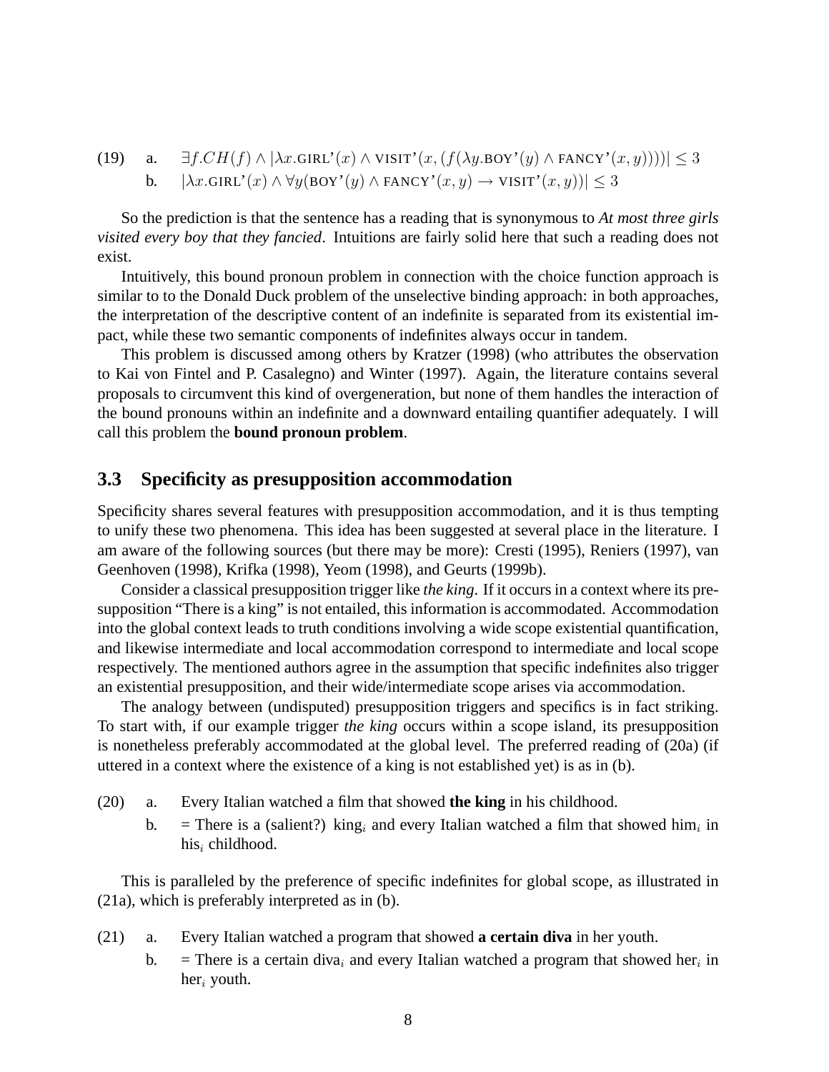(19) a. $\exists f.CH(f) \wedge |\lambda x.\text{GIRL'}(x) \wedge \text{VISIT'}(x, (f(\lambda y.\text{BOY'}(y) \wedge \text{FANCY'}(x, y))))| \leq 3$

b. $|\lambda x.\text{GIRL'}(x) \wedge \forall y(\text{BOY'}(y) \wedge \text{FANCY'}(x, y) \rightarrow \text{VISIT'}(x, y))| \leq 3$

So the prediction is that the sentence has a reading that is synonymous to *At most three girls visited every boy that they fancied*. Intuitions are fairly solid here that such a reading does not exist.

Intuitively, this bound pronoun problem in connection with the choice function approach is similar to to the Donald Duck problem of the unselective binding approach: in both approaches, the interpretation of the descriptive content of an indefinite is separated from its existential impact, while these two semantic components of indefinites always occur in tandem.

This problem is discussed among others by Kratzer (1998) (who attributes the observation to Kai von Fintel and P. Casalegno) and Winter (1997). Again, the literature contains several proposals to circumvent this kind of overgeneration, but none of them handles the interaction of the bound pronouns within an indefinite and a downward entailing quantifier adequately. I will call this problem the **bound pronoun problem**.

## 3.3 Specificity as presupposition accommodation

Specificity shares several features with presupposition accommodation, and it is thus tempting to unify these two phenomena. This idea has been suggested at several place in the literature. I am aware of the following sources (but there may be more): Cresti (1995), Reniers (1997), van Geenhoven (1998), Krifka (1998), Yeom (1998), and Geurts (1999b).

Consider a classical presupposition trigger like *the king*. If it occurs in a context where its presupposition "There is a king" is not entailed, this information is accommodated. Accommodation into the global context leads to truth conditions involving a wide scope existential quantification, and likewise intermediate and local accommodation correspond to intermediate and local scope respectively. The mentioned authors agree in the assumption that specific indefinites also trigger an existential presupposition, and their wide/intermediate scope arises via accommodation.

The analogy between (undisputed) presupposition triggers and specifics is in fact striking. To start with, if our example trigger *the king* occurs within a scope island, its presupposition is nonetheless preferably accommodated at the global level. The preferred reading of (20a) (if uttered in a context where the existence of a king is not established yet) is as in (b).

(20) a. Every Italian watched a film that showed **the king** in his childhood.

b. = There is a (salient?) king$_i$ and every Italian watched a film that showed him$_i$ in his$_i$ childhood.

This is paralleled by the preference of specific indefinites for global scope, as illustrated in (21a), which is preferably interpreted as in (b).

(21) a. Every Italian watched a program that showed **a certain diva** in her youth.

b. = There is a certain diva$_i$ and every Italian watched a program that showed her$_i$ in her$_i$ youth.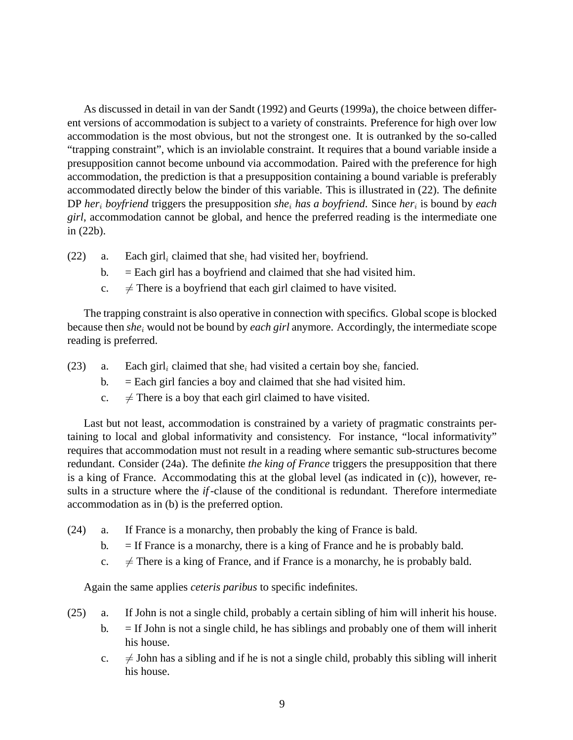As discussed in detail in van der Sandt (1992) and Geurts (1999a), the choice between different versions of accommodation is subject to a variety of constraints. Preference for high over low accommodation is the most obvious, but not the strongest one. It is outranked by the so-called "trapping constraint", which is an inviolable constraint. It requires that a bound variable inside a presupposition cannot become unbound via accommodation. Paired with the preference for high accommodation, the prediction is that a presupposition containing a bound variable is preferably accommodated directly below the binder of this variable. This is illustrated in (22). The definite DP *her*$_i$ *boyfriend* triggers the presupposition *she*$_i$ *has a boyfriend*. Since *her*$_i$ is bound by *each girl*, accommodation cannot be global, and hence the preferred reading is the intermediate one in (22b).

(22) a. Each girl$_i$ claimed that she$_i$ had visited her$_i$ boyfriend.
  b. = Each girl has a boyfriend and claimed that she had visited him.
  c. $\neq$ There is a boyfriend that each girl claimed to have visited.

The trapping constraint is also operative in connection with specifics. Global scope is blocked because then *she*$_i$ would not be bound by *each girl* anymore. Accordingly, the intermediate scope reading is preferred.

(23) a. Each girl$_i$ claimed that she$_i$ had visited a certain boy she$_i$ fancied.
  b. = Each girl fancies a boy and claimed that she had visited him.
  c. $\neq$ There is a boy that each girl claimed to have visited.

Last but not least, accommodation is constrained by a variety of pragmatic constraints pertaining to local and global informativity and consistency. For instance, "local informativity" requires that accommodation must not result in a reading where semantic sub-structures become redundant. Consider (24a). The definite *the king of France* triggers the presupposition that there is a king of France. Accommodating this at the global level (as indicated in (c)), however, results in a structure where the *if*-clause of the conditional is redundant. Therefore intermediate accommodation as in (b) is the preferred option.

(24) a. If France is a monarchy, then probably the king of France is bald.
  b. = If France is a monarchy, there is a king of France and he is probably bald.
  c. $\neq$ There is a king of France, and if France is a monarchy, he is probably bald.

Again the same applies *ceteris paribus* to specific indefinites.

(25) a. If John is not a single child, probably a certain sibling of him will inherit his house.
  b. = If John is not a single child, he has siblings and probably one of them will inherit his house.
  c. $\neq$ John has a sibling and if he is not a single child, probably this sibling will inherit his house.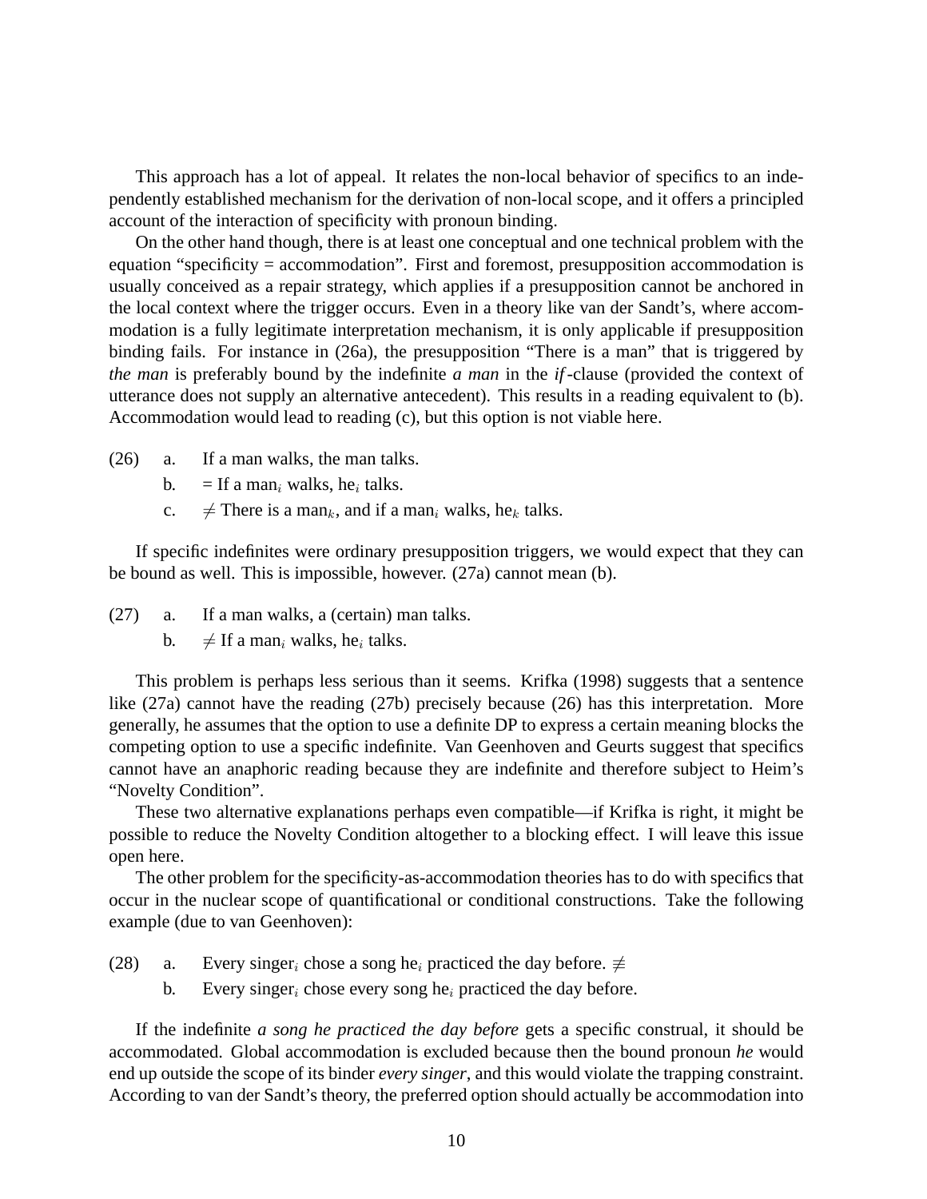This approach has a lot of appeal. It relates the non-local behavior of specifics to an independently established mechanism for the derivation of non-local scope, and it offers a principled account of the interaction of specificity with pronoun binding.

On the other hand though, there is at least one conceptual and one technical problem with the equation "specificity = accommodation". First and foremost, presupposition accommodation is usually conceived as a repair strategy, which applies if a presupposition cannot be anchored in the local context where the trigger occurs. Even in a theory like van der Sandt's, where accommodation is a fully legitimate interpretation mechanism, it is only applicable if presupposition binding fails. For instance in (26a), the presupposition "There is a man" that is triggered by *the man* is preferably bound by the indefinite *a man* in the *if*-clause (provided the context of utterance does not supply an alternative antecedent). This results in a reading equivalent to (b). Accommodation would lead to reading (c), but this option is not viable here.

(26) a. If a man walks, the man talks.
  b. = If a man$_i$ walks, he$_i$ talks.
  c. $\neq$ There is a man$_k$, and if a man$_i$ walks, he$_k$ talks.

If specific indefinites were ordinary presupposition triggers, we would expect that they can be bound as well. This is impossible, however. (27a) cannot mean (b).

(27) a. If a man walks, a (certain) man talks.
  b. $\neq$ If a man$_i$ walks, he$_i$ talks.

This problem is perhaps less serious than it seems. Krifka (1998) suggests that a sentence like (27a) cannot have the reading (27b) precisely because (26) has this interpretation. More generally, he assumes that the option to use a definite DP to express a certain meaning blocks the competing option to use a specific indefinite. Van Geenhoven and Geurts suggest that specifics cannot have an anaphoric reading because they are indefinite and therefore subject to Heim's "Novelty Condition".

These two alternative explanations perhaps even compatible—if Krifka is right, it might be possible to reduce the Novelty Condition altogether to a blocking effect. I will leave this issue open here.

The other problem for the specificity-as-accommodation theories has to do with specifics that occur in the nuclear scope of quantificational or conditional constructions. Take the following example (due to van Geenhoven):

(28) a. Every singer$_i$ chose a song he$_i$ practiced the day before. $\not\equiv$
  b. Every singer$_i$ chose every song he$_i$ practiced the day before.

If the indefinite *a song he practiced the day before* gets a specific construal, it should be accommodated. Global accommodation is excluded because then the bound pronoun *he* would end up outside the scope of its binder *every singer*, and this would violate the trapping constraint. According to van der Sandt's theory, the preferred option should actually be accommodation into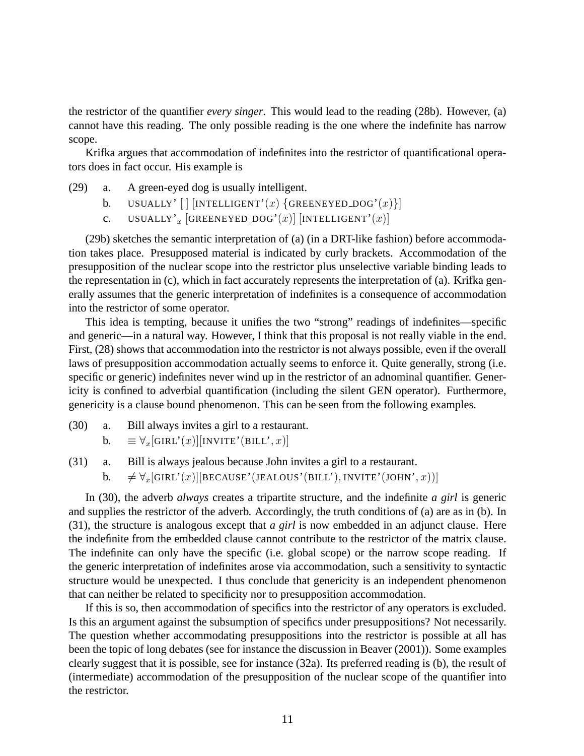the restrictor of the quantifier *every singer*. This would lead to the reading (28b). However, (a) cannot have this reading. The only possible reading is the one where the indefinite has narrow scope.

Krifka argues that accommodation of indefinites into the restrictor of quantificational operators does in fact occur. His example is

(29) a. A green-eyed dog is usually intelligent.

b. $\text{USUALLY'}\ [\,]\ [\text{INTELLIGENT'}(x)\ \{\text{GREENEYED\_DOG'}(x)\}]$

c. $\text{USUALLY'}_x\ [\text{GREENEYED\_DOG'}(x)]\ [\text{INTELLIGENT'}(x)]$

(29b) sketches the semantic interpretation of (a) (in a DRT-like fashion) before accommodation takes place. Presupposed material is indicated by curly brackets. Accommodation of the presupposition of the nuclear scope into the restrictor plus unselective variable binding leads to the representation in (c), which in fact accurately represents the interpretation of (a). Krifka generally assumes that the generic interpretation of indefinites is a consequence of accommodation into the restrictor of some operator.

This idea is tempting, because it unifies the two "strong" readings of indefinites—specific and generic—in a natural way. However, I think that this proposal is not really viable in the end. First, (28) shows that accommodation into the restrictor is not always possible, even if the overall laws of presupposition accommodation actually seems to enforce it. Quite generally, strong (i.e. specific or generic) indefinites never wind up in the restrictor of an adnominal quantifier. Genericity is confined to adverbial quantification (including the silent GEN operator). Furthermore, genericity is a clause bound phenomenon. This can be seen from the following examples.

(30) a. Bill always invites a girl to a restaurant.

b. $\equiv \forall_x[\text{GIRL'}(x)][\text{INVITE'}(\text{BILL'}, x)]$

(31) a. Bill is always jealous because John invites a girl to a restaurant.

b. $\neq \forall_x[\text{GIRL'}(x)][\text{BECAUSE'}(\text{JEALOUS'}(\text{BILL'}), \text{INVITE'}(\text{JOHN'}, x))]$

In (30), the adverb *always* creates a tripartite structure, and the indefinite *a girl* is generic and supplies the restrictor of the adverb. Accordingly, the truth conditions of (a) are as in (b). In (31), the structure is analogous except that *a girl* is now embedded in an adjunct clause. Here the indefinite from the embedded clause cannot contribute to the restrictor of the matrix clause. The indefinite can only have the specific (i.e. global scope) or the narrow scope reading. If the generic interpretation of indefinites arose via accommodation, such a sensitivity to syntactic structure would be unexpected. I thus conclude that genericity is an independent phenomenon that can neither be related to specificity nor to presupposition accommodation.

If this is so, then accommodation of specifics into the restrictor of any operators is excluded. Is this an argument against the subsumption of specifics under presuppositions? Not necessarily. The question whether accommodating presuppositions into the restrictor is possible at all has been the topic of long debates (see for instance the discussion in Beaver (2001)). Some examples clearly suggest that it is possible, see for instance (32a). Its preferred reading is (b), the result of (intermediate) accommodation of the presupposition of the nuclear scope of the quantifier into the restrictor.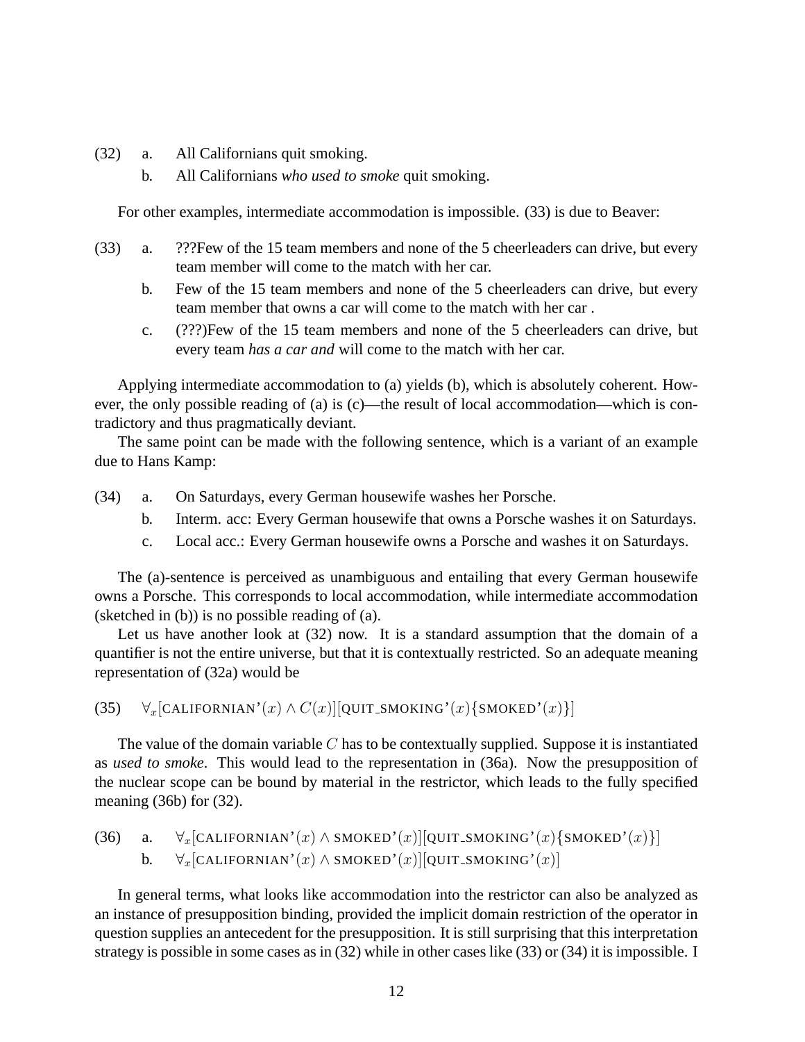(32) a. All Californians quit smoking.

b. All Californians *who used to smoke* quit smoking.

For other examples, intermediate accommodation is impossible. (33) is due to Beaver:

(33) a. ???Few of the 15 team members and none of the 5 cheerleaders can drive, but every team member will come to the match with her car.

b. Few of the 15 team members and none of the 5 cheerleaders can drive, but every team member that owns a car will come to the match with her car .

c. (???)Few of the 15 team members and none of the 5 cheerleaders can drive, but every team *has a car and* will come to the match with her car.

Applying intermediate accommodation to (a) yields (b), which is absolutely coherent. However, the only possible reading of (a) is (c)—the result of local accommodation—which is contradictory and thus pragmatically deviant.

The same point can be made with the following sentence, which is a variant of an example due to Hans Kamp:

(34) a. On Saturdays, every German housewife washes her Porsche.

b. Interm. acc: Every German housewife that owns a Porsche washes it on Saturdays.

c. Local acc.: Every German housewife owns a Porsche and washes it on Saturdays.

The (a)-sentence is perceived as unambiguous and entailing that every German housewife owns a Porsche. This corresponds to local accommodation, while intermediate accommodation (sketched in (b)) is no possible reading of (a).

Let us have another look at (32) now. It is a standard assumption that the domain of a quantifier is not the entire universe, but that it is contextually restricted. So an adequate meaning representation of (32a) would be

(35) $\forall_x[\text{CALIFORNIAN'}(x) \wedge C(x)][\text{QUIT\_SMOKING'}(x)\{\text{SMOKED'}(x)\}]$

The value of the domain variable $C$ has to be contextually supplied. Suppose it is instantiated as *used to smoke*. This would lead to the representation in (36a). Now the presupposition of the nuclear scope can be bound by material in the restrictor, which leads to the fully specified meaning (36b) for (32).

(36) a. $\forall_x[\text{CALIFORNIAN'}(x) \wedge \text{SMOKED'}(x)][\text{QUIT\_SMOKING'}(x)\{\text{SMOKED'}(x)\}]$

b. $\forall_x[\text{CALIFORNIAN'}(x) \wedge \text{SMOKED'}(x)][\text{QUIT\_SMOKING'}(x)]$

In general terms, what looks like accommodation into the restrictor can also be analyzed as an instance of presupposition binding, provided the implicit domain restriction of the operator in question supplies an antecedent for the presupposition. It is still surprising that this interpretation strategy is possible in some cases as in (32) while in other cases like (33) or (34) it is impossible. I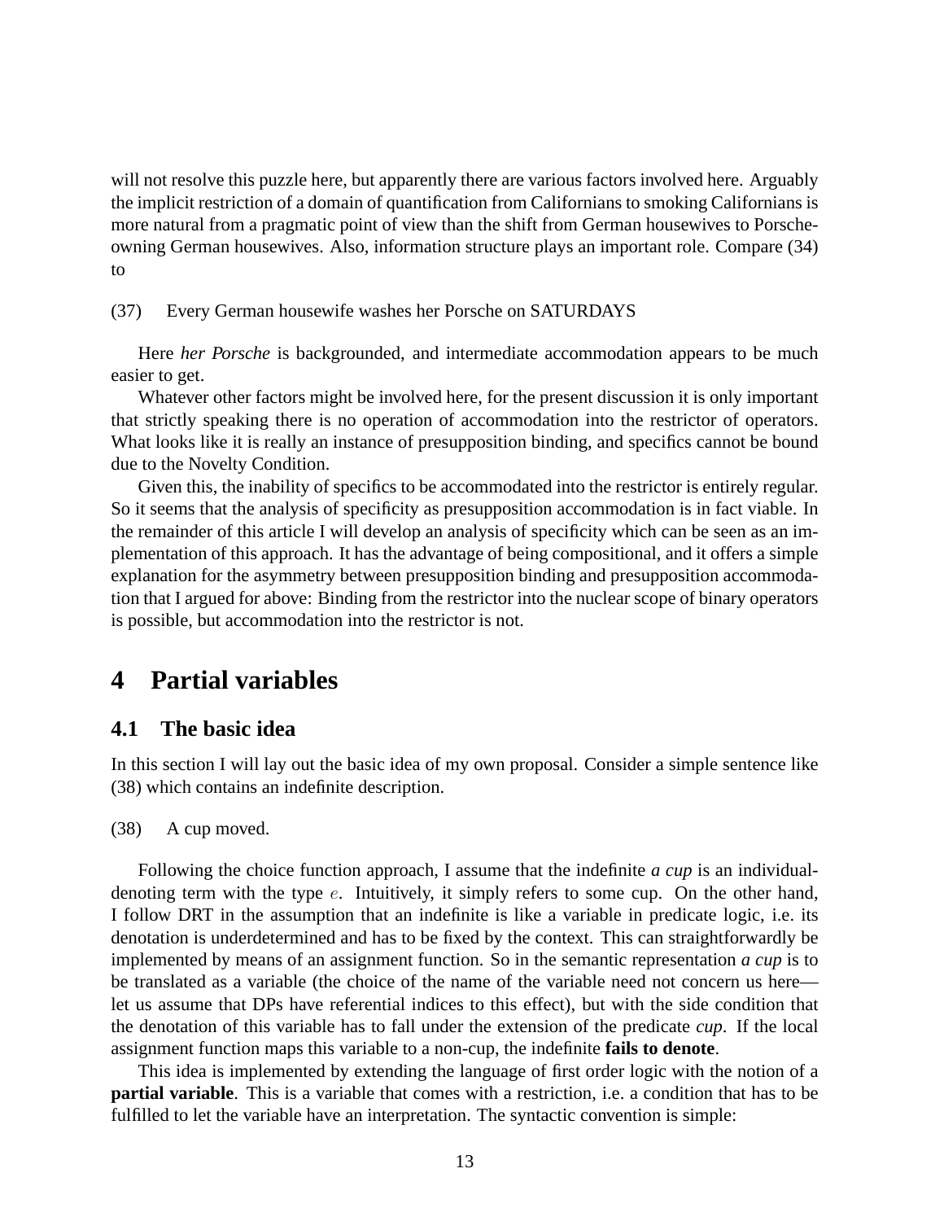will not resolve this puzzle here, but apparently there are various factors involved here. Arguably the implicit restriction of a domain of quantification from Californians to smoking Californians is more natural from a pragmatic point of view than the shift from German housewives to Porsche-owning German housewives. Also, information structure plays an important role. Compare (34) to

(37) Every German housewife washes her Porsche on SATURDAYS

Here *her Porsche* is backgrounded, and intermediate accommodation appears to be much easier to get.

Whatever other factors might be involved here, for the present discussion it is only important that strictly speaking there is no operation of accommodation into the restrictor of operators. What looks like it is really an instance of presupposition binding, and specifics cannot be bound due to the Novelty Condition.

Given this, the inability of specifics to be accommodated into the restrictor is entirely regular. So it seems that the analysis of specificity as presupposition accommodation is in fact viable. In the remainder of this article I will develop an analysis of specificity which can be seen as an implementation of this approach. It has the advantage of being compositional, and it offers a simple explanation for the asymmetry between presupposition binding and presupposition accommodation that I argued for above: Binding from the restrictor into the nuclear scope of binary operators is possible, but accommodation into the restrictor is not.

# 4 Partial variables

## 4.1 The basic idea

In this section I will lay out the basic idea of my own proposal. Consider a simple sentence like (38) which contains an indefinite description.

(38) A cup moved.

Following the choice function approach, I assume that the indefinite *a cup* is an individual-denoting term with the type $e$. Intuitively, it simply refers to some cup. On the other hand, I follow DRT in the assumption that an indefinite is like a variable in predicate logic, i.e. its denotation is underdetermined and has to be fixed by the context. This can straightforwardly be implemented by means of an assignment function. So in the semantic representation *a cup* is to be translated as a variable (the choice of the name of the variable need not concern us here—let us assume that DPs have referential indices to this effect), but with the side condition that the denotation of this variable has to fall under the extension of the predicate *cup*. If the local assignment function maps this variable to a non-cup, the indefinite **fails to denote**.

This idea is implemented by extending the language of first order logic with the notion of a **partial variable**. This is a variable that comes with a restriction, i.e. a condition that has to be fulfilled to let the variable have an interpretation. The syntactic convention is simple: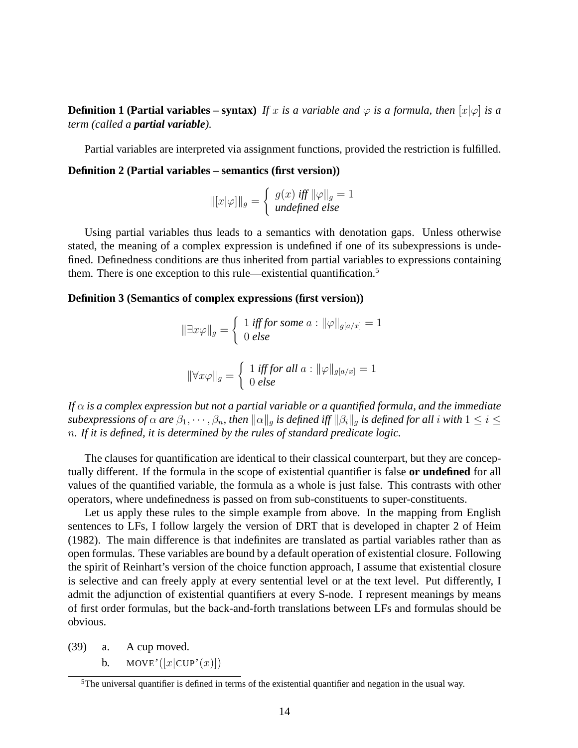**Definition 1 (Partial variables – syntax)** *If $x$ is a variable and $\varphi$ is a formula, then $[x|\varphi]$ is a term (called a **partial variable**).*

Partial variables are interpreted via assignment functions, provided the restriction is fulfilled.

**Definition 2 (Partial variables – semantics (first version))**

$$\|[x|\varphi]\|_g = \begin{cases} g(x) \text{ iff } \|\varphi\|_g = 1 \\ \text{undefined else} \end{cases}$$

Using partial variables thus leads to a semantics with denotation gaps. Unless otherwise stated, the meaning of a complex expression is undefined if one of its subexpressions is undefined. Definedness conditions are thus inherited from partial variables to expressions containing them. There is one exception to this rule—existential quantification.[5]

**Definition 3 (Semantics of complex expressions (first version))**

$$\|\exists x\varphi\|_g = \begin{cases} 1 \text{ iff for some } a : \|\varphi\|_{g[a/x]} = 1 \\ 0 \text{ else} \end{cases}$$

$$\|\forall x\varphi\|_g = \begin{cases} 1 \text{ iff for all } a : \|\varphi\|_{g[a/x]} = 1 \\ 0 \text{ else} \end{cases}$$

*If $\alpha$ is a complex expression but not a partial variable or a quantified formula, and the immediate subexpressions of $\alpha$ are $\beta_1, \cdots, \beta_n$, then $\|\alpha\|_g$ is defined iff $\|\beta_i\|_g$ is defined for all $i$ with $1 \leq i \leq n$. If it is defined, it is determined by the rules of standard predicate logic.*

The clauses for quantification are identical to their classical counterpart, but they are conceptually different. If the formula in the scope of existential quantifier is false **or undefined** for all values of the quantified variable, the formula as a whole is just false. This contrasts with other operators, where undefinedness is passed on from sub-constituents to super-constituents.

Let us apply these rules to the simple example from above. In the mapping from English sentences to LFs, I follow largely the version of DRT that is developed in chapter 2 of Heim (1982). The main difference is that indefinites are translated as partial variables rather than as open formulas. These variables are bound by a default operation of existential closure. Following the spirit of Reinhart's version of the choice function approach, I assume that existential closure is selective and can freely apply at every sentential level or at the text level. Put differently, I admit the adjunction of existential quantifiers at every S-node. I represent meanings by means of first order formulas, but the back-and-forth translations between LFs and formulas should be obvious.

(39) a. A cup moved.

b. $\text{MOVE'}([x|\text{CUP'}(x)])$

[5] The universal quantifier is defined in terms of the existential quantifier and negation in the usual way.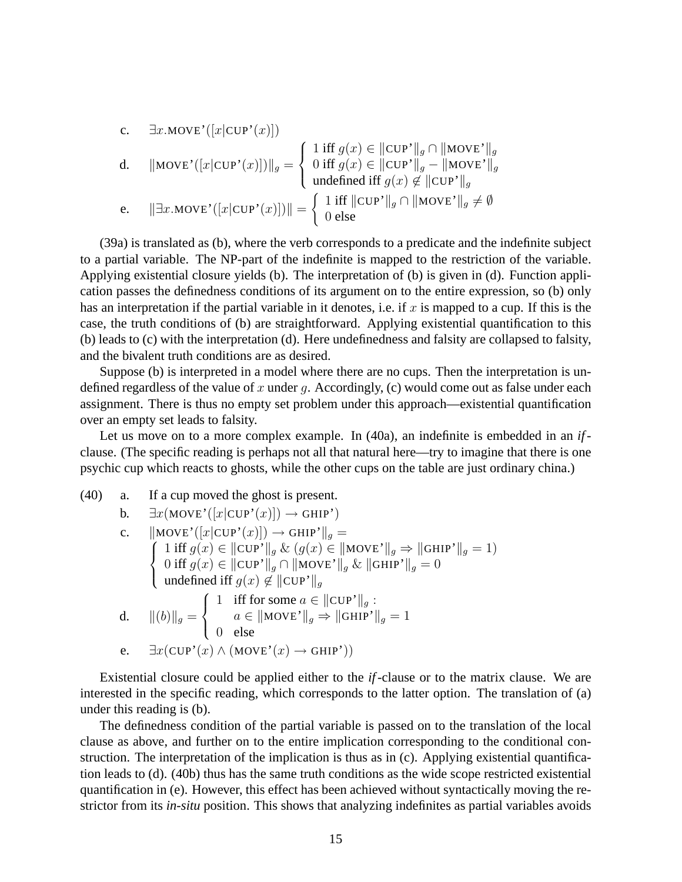c. $\exists x.\text{MOVE'}([x|\text{CUP'}(x)])$

d. $\|\text{MOVE'}([x|\text{CUP'}(x)])\|_g = \begin{cases} 1 \text{ iff } g(x) \in \|\text{CUP'}\|_g \cap \|\text{MOVE'}\|_g \\ 0 \text{ iff } g(x) \in \|\text{CUP'}\|_g - \|\text{MOVE'}\|_g \\ \text{undefined iff } g(x) \notin \|\text{CUP'}\|_g \end{cases}$

e. $\|\exists x.\text{MOVE'}([x|\text{CUP'}(x)])\| = \begin{cases} 1 \text{ iff } \|\text{CUP'}\|_g \cap \|\text{MOVE'}\|_g \neq \emptyset \\ 0 \text{ else} \end{cases}$

(39a) is translated as (b), where the verb corresponds to a predicate and the indefinite subject to a partial variable. The NP-part of the indefinite is mapped to the restriction of the variable. Applying existential closure yields (b). The interpretation of (b) is given in (d). Function application passes the definedness conditions of its argument on to the entire expression, so (b) only has an interpretation if the partial variable in it denotes, i.e. if $x$ is mapped to a cup. If this is the case, the truth conditions of (b) are straightforward. Applying existential quantification to this (b) leads to (c) with the interpretation (d). Here undefinedness and falsity are collapsed to falsity, and the bivalent truth conditions are as desired.

Suppose (b) is interpreted in a model where there are no cups. Then the interpretation is undefined regardless of the value of $x$ under $g$. Accordingly, (c) would come out as false under each assignment. There is thus no empty set problem under this approach—existential quantification over an empty set leads to falsity.

Let us move on to a more complex example. In (40a), an indefinite is embedded in an *if*-clause. (The specific reading is perhaps not all that natural here—try to imagine that there is one psychic cup which reacts to ghosts, while the other cups on the table are just ordinary china.)

(40) a. If a cup moved the ghost is present.

b. $\exists x(\text{MOVE'}([x|\text{CUP'}(x)]) \rightarrow \text{GHIP'})$

c. $\|\text{MOVE'}([x|\text{CUP'}(x)]) \rightarrow \text{GHIP'}\|_g =$
$\begin{cases} 1 \text{ iff } g(x) \in \|\text{CUP'}\|_g \;\&\; (g(x) \in \|\text{MOVE'}\|_g \Rightarrow \|\text{GHIP'}\|_g = 1) \\ 0 \text{ iff } g(x) \in \|\text{CUP'}\|_g \cap \|\text{MOVE'}\|_g \;\&\; \|\text{GHIP'}\|_g = 0 \\ \text{undefined iff } g(x) \notin \|\text{CUP'}\|_g \end{cases}$

d. $\|(b)\|_g = \begin{cases} 1 & \text{iff for some } a \in \|\text{CUP'}\|_g : \\ & a \in \|\text{MOVE'}\|_g \Rightarrow \|\text{GHIP'}\|_g = 1 \\ 0 & \text{else} \end{cases}$

e. $\exists x(\text{CUP'}(x) \wedge (\text{MOVE'}(x) \rightarrow \text{GHIP'}))$

Existential closure could be applied either to the *if*-clause or to the matrix clause. We are interested in the specific reading, which corresponds to the latter option. The translation of (a) under this reading is (b).

The definedness condition of the partial variable is passed on to the translation of the local clause as above, and further on to the entire implication corresponding to the conditional construction. The interpretation of the implication is thus as in (c). Applying existential quantification leads to (d). (40b) thus has the same truth conditions as the wide scope restricted existential quantification in (e). However, this effect has been achieved without syntactically moving the restrictor from its *in-situ* position. This shows that analyzing indefinites as partial variables avoids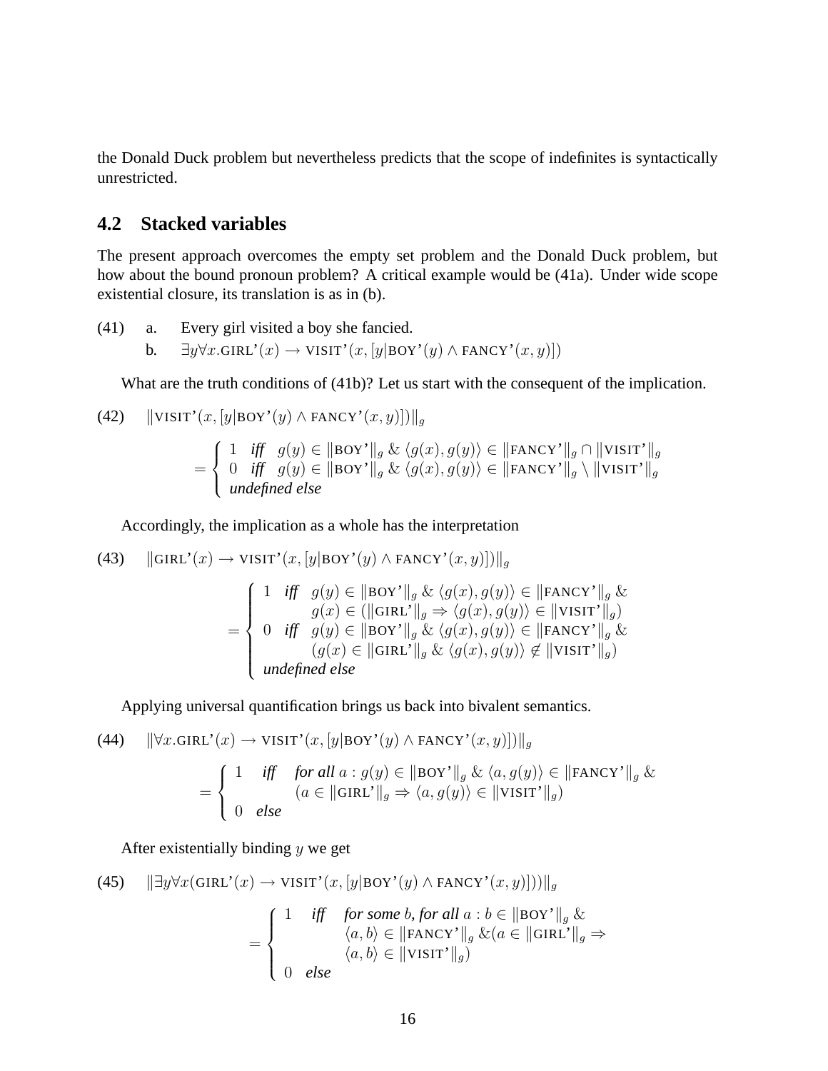the Donald Duck problem but nevertheless predicts that the scope of indefinites is syntactically unrestricted.

## 4.2 Stacked variables

The present approach overcomes the empty set problem and the Donald Duck problem, but how about the bound pronoun problem? A critical example would be (41a). Under wide scope existential closure, its translation is as in (b).

(41) a. Every girl visited a boy she fancied.

b. $\exists y \forall x.\text{GIRL'}(x) \rightarrow \text{VISIT'}(x, [y|\text{BOY'}(y) \wedge \text{FANCY'}(x,y)])$

What are the truth conditions of (41b)? Let us start with the consequent of the implication.

(42) $\|\text{VISIT'}(x, [y|\text{BOY'}(y) \wedge \text{FANCY'}(x,y)])\|_g$

$$= \begin{cases} 1 & \textit{iff} \quad g(y) \in \|\text{BOY'}\|_g \;\&\; \langle g(x), g(y)\rangle \in \|\text{FANCY'}\|_g \cap \|\text{VISIT'}\|_g \\ 0 & \textit{iff} \quad g(y) \in \|\text{BOY'}\|_g \;\&\; \langle g(x), g(y)\rangle \in \|\text{FANCY'}\|_g \setminus \|\text{VISIT'}\|_g \\ \textit{undefined else} & \end{cases}$$

Accordingly, the implication as a whole has the interpretation

(43) $\|\text{GIRL'}(x) \rightarrow \text{VISIT'}(x, [y|\text{BOY'}(y) \wedge \text{FANCY'}(x,y)])\|_g$

$$= \begin{cases} 1 & \textit{iff} \quad g(y) \in \|\text{BOY'}\|_g \;\&\; \langle g(x), g(y)\rangle \in \|\text{FANCY'}\|_g \;\& \\ & \qquad g(x) \in (\|\text{GIRL'}\|_g \Rightarrow \langle g(x), g(y)\rangle \in \|\text{VISIT'}\|_g) \\ 0 & \textit{iff} \quad g(y) \in \|\text{BOY'}\|_g \;\&\; \langle g(x), g(y)\rangle \in \|\text{FANCY'}\|_g \;\& \\ & \qquad (g(x) \in \|\text{GIRL'}\|_g \;\&\; \langle g(x), g(y)\rangle \notin \|\text{VISIT'}\|_g) \\ \textit{undefined else} & \end{cases}$$

Applying universal quantification brings us back into bivalent semantics.

(44) $\|\forall x.\text{GIRL'}(x) \rightarrow \text{VISIT'}(x, [y|\text{BOY'}(y) \wedge \text{FANCY'}(x,y)])\|_g$

$$= \begin{cases} 1 & \textit{iff} \quad \textit{for all } a : g(y) \in \|\text{BOY'}\|_g \;\&\; \langle a, g(y)\rangle \in \|\text{FANCY'}\|_g \;\& \\ & \qquad (a \in \|\text{GIRL'}\|_g \Rightarrow \langle a, g(y)\rangle \in \|\text{VISIT'}\|_g) \\ 0 & \textit{else} \end{cases}$$

After existentially binding $y$ we get

(45) $\|\exists y \forall x(\text{GIRL'}(x) \rightarrow \text{VISIT'}(x, [y|\text{BOY'}(y) \wedge \text{FANCY'}(x,y)]))\|_g$

$$= \begin{cases} 1 & \textit{iff} \quad \textit{for some } b, \textit{ for all } a : b \in \|\text{BOY'}\|_g \;\& \\ & \qquad \langle a, b\rangle \in \|\text{FANCY'}\|_g \;\&(a \in \|\text{GIRL'}\|_g \Rightarrow \\ & \qquad \langle a, b\rangle \in \|\text{VISIT'}\|_g) \\ 0 & \textit{else} \end{cases}$$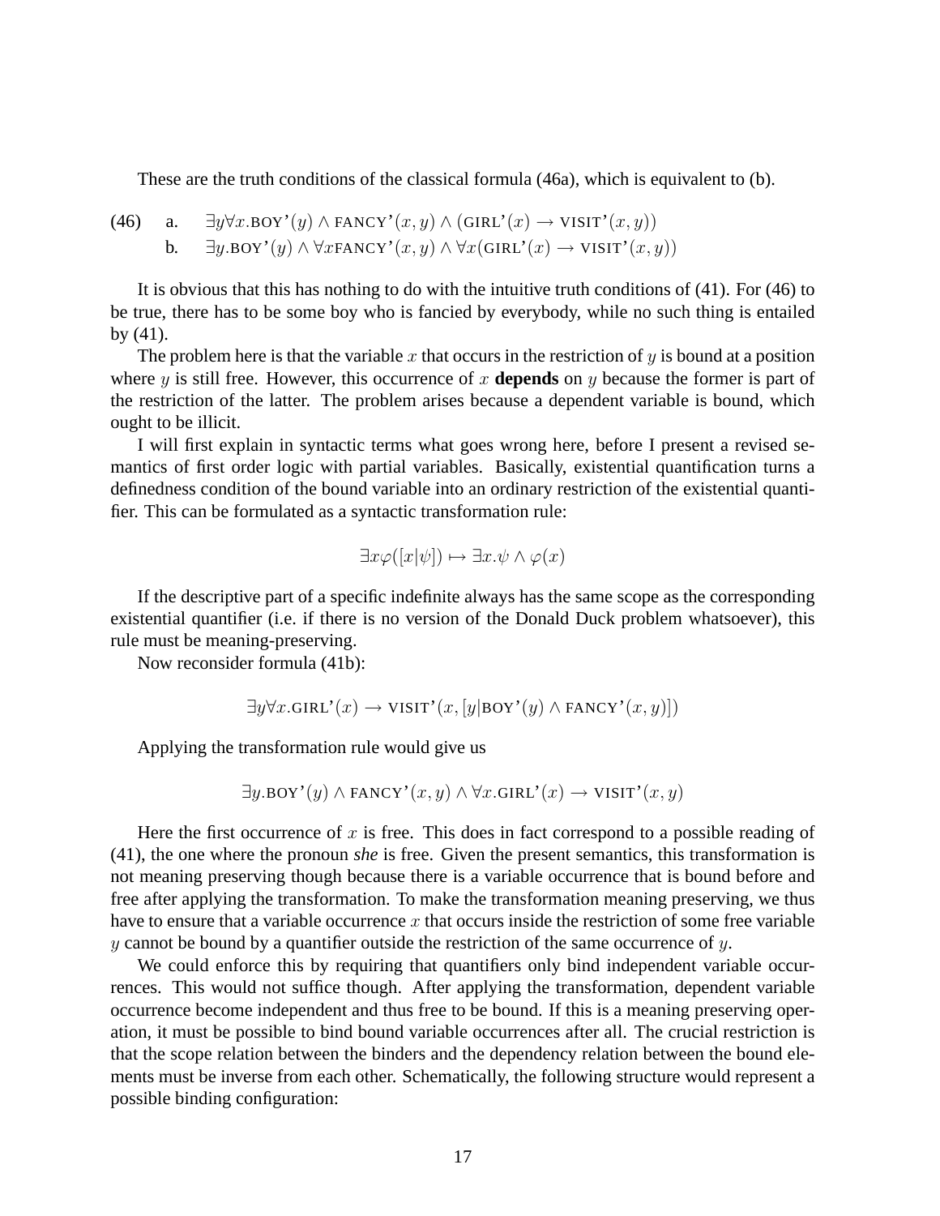These are the truth conditions of the classical formula (46a), which is equivalent to (b).

(46) a. $\exists y \forall x.\text{BOY'}(y) \wedge \text{FANCY'}(x, y) \wedge (\text{GIRL'}(x) \rightarrow \text{VISIT'}(x, y))$

b. $\exists y.\text{BOY'}(y) \wedge \forall x \text{FANCY'}(x, y) \wedge \forall x(\text{GIRL'}(x) \rightarrow \text{VISIT'}(x, y))$

It is obvious that this has nothing to do with the intuitive truth conditions of (41). For (46) to be true, there has to be some boy who is fancied by everybody, while no such thing is entailed by (41).

The problem here is that the variable $x$ that occurs in the restriction of $y$ is bound at a position where $y$ is still free. However, this occurrence of $x$ **depends** on $y$ because the former is part of the restriction of the latter. The problem arises because a dependent variable is bound, which ought to be illicit.

I will first explain in syntactic terms what goes wrong here, before I present a revised semantics of first order logic with partial variables. Basically, existential quantification turns a definedness condition of the bound variable into an ordinary restriction of the existential quantifier. This can be formulated as a syntactic transformation rule:

$$\exists x \varphi([x|\psi]) \mapsto \exists x.\psi \wedge \varphi(x)$$

If the descriptive part of a specific indefinite always has the same scope as the corresponding existential quantifier (i.e. if there is no version of the Donald Duck problem whatsoever), this rule must be meaning-preserving.

Now reconsider formula (41b):

$$\exists y \forall x.\text{GIRL'}(x) \rightarrow \text{VISIT'}(x, [y|\text{BOY'}(y) \wedge \text{FANCY'}(x, y)])$$

Applying the transformation rule would give us

$$\exists y.\text{BOY'}(y) \wedge \text{FANCY'}(x, y) \wedge \forall x.\text{GIRL'}(x) \rightarrow \text{VISIT'}(x, y)$$

Here the first occurrence of $x$ is free. This does in fact correspond to a possible reading of (41), the one where the pronoun *she* is free. Given the present semantics, this transformation is not meaning preserving though because there is a variable occurrence that is bound before and free after applying the transformation. To make the transformation meaning preserving, we thus have to ensure that a variable occurrence $x$ that occurs inside the restriction of some free variable $y$ cannot be bound by a quantifier outside the restriction of the same occurrence of $y$.

We could enforce this by requiring that quantifiers only bind independent variable occurrences. This would not suffice though. After applying the transformation, dependent variable occurrence become independent and thus free to be bound. If this is a meaning preserving operation, it must be possible to bind bound variable occurrences after all. The crucial restriction is that the scope relation between the binders and the dependency relation between the bound elements must be inverse from each other. Schematically, the following structure would represent a possible binding configuration: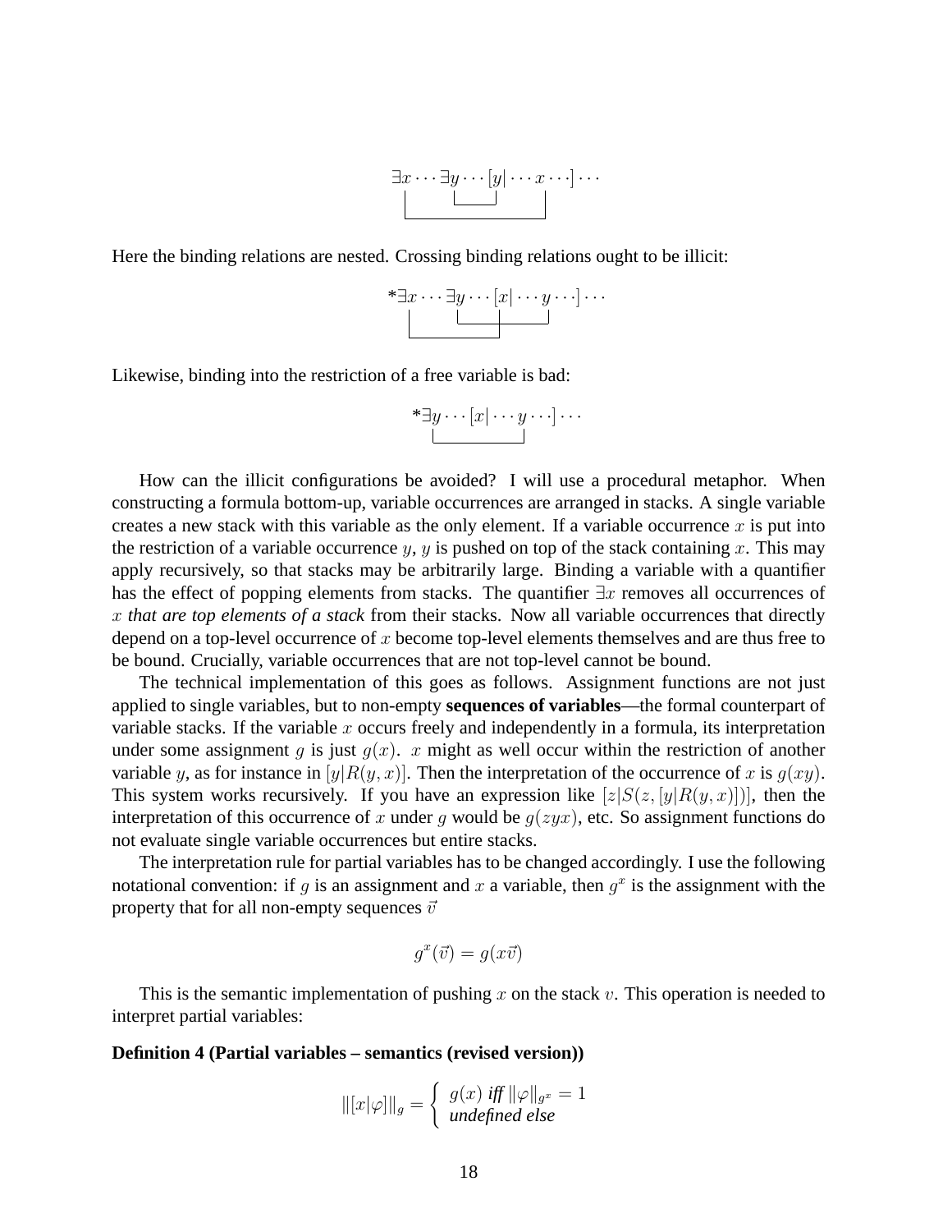$$\exists x \cdots \exists y \cdots [y| \cdots x \cdots] \cdots$$

Here the binding relations are nested. Crossing binding relations ought to be illicit:

$$^*\exists x \cdots \exists y \cdots [x| \cdots y \cdots] \cdots$$

Likewise, binding into the restriction of a free variable is bad:

$$^*\exists y \cdots [x| \cdots y \cdots] \cdots$$

How can the illicit configurations be avoided? I will use a procedural metaphor. When constructing a formula bottom-up, variable occurrences are arranged in stacks. A single variable creates a new stack with this variable as the only element. If a variable occurrence $x$ is put into the restriction of a variable occurrence $y$, $y$ is pushed on top of the stack containing $x$. This may apply recursively, so that stacks may be arbitrarily large. Binding a variable with a quantifier has the effect of popping elements from stacks. The quantifier $\exists x$ removes all occurrences of $x$ *that are top elements of a stack* from their stacks. Now all variable occurrences that directly depend on a top-level occurrence of $x$ become top-level elements themselves and are thus free to be bound. Crucially, variable occurrences that are not top-level cannot be bound.

The technical implementation of this goes as follows. Assignment functions are not just applied to single variables, but to non-empty **sequences of variables**—the formal counterpart of variable stacks. If the variable $x$ occurs freely and independently in a formula, its interpretation under some assignment $g$ is just $g(x)$. $x$ might as well occur within the restriction of another variable $y$, as for instance in $[y|R(y,x)]$. Then the interpretation of the occurrence of $x$ is $g(xy)$. This system works recursively. If you have an expression like $[z|S(z,[y|R(y,x)])]$, then the interpretation of this occurrence of $x$ under $g$ would be $g(zyx)$, etc. So assignment functions do not evaluate single variable occurrences but entire stacks.

The interpretation rule for partial variables has to be changed accordingly. I use the following notational convention: if $g$ is an assignment and $x$ a variable, then $g^x$ is the assignment with the property that for all non-empty sequences $\vec{v}$

$$g^x(\vec{v}) = g(x\vec{v})$$

This is the semantic implementation of pushing $x$ on the stack $v$. This operation is needed to interpret partial variables:

**Definition 4 (Partial variables – semantics (revised version))**

$$\|[x|\varphi]\|_g = \begin{cases} g(x) \textit{ iff } \|\varphi\|_{g^x} = 1 \\ \textit{undefined else} \end{cases}$$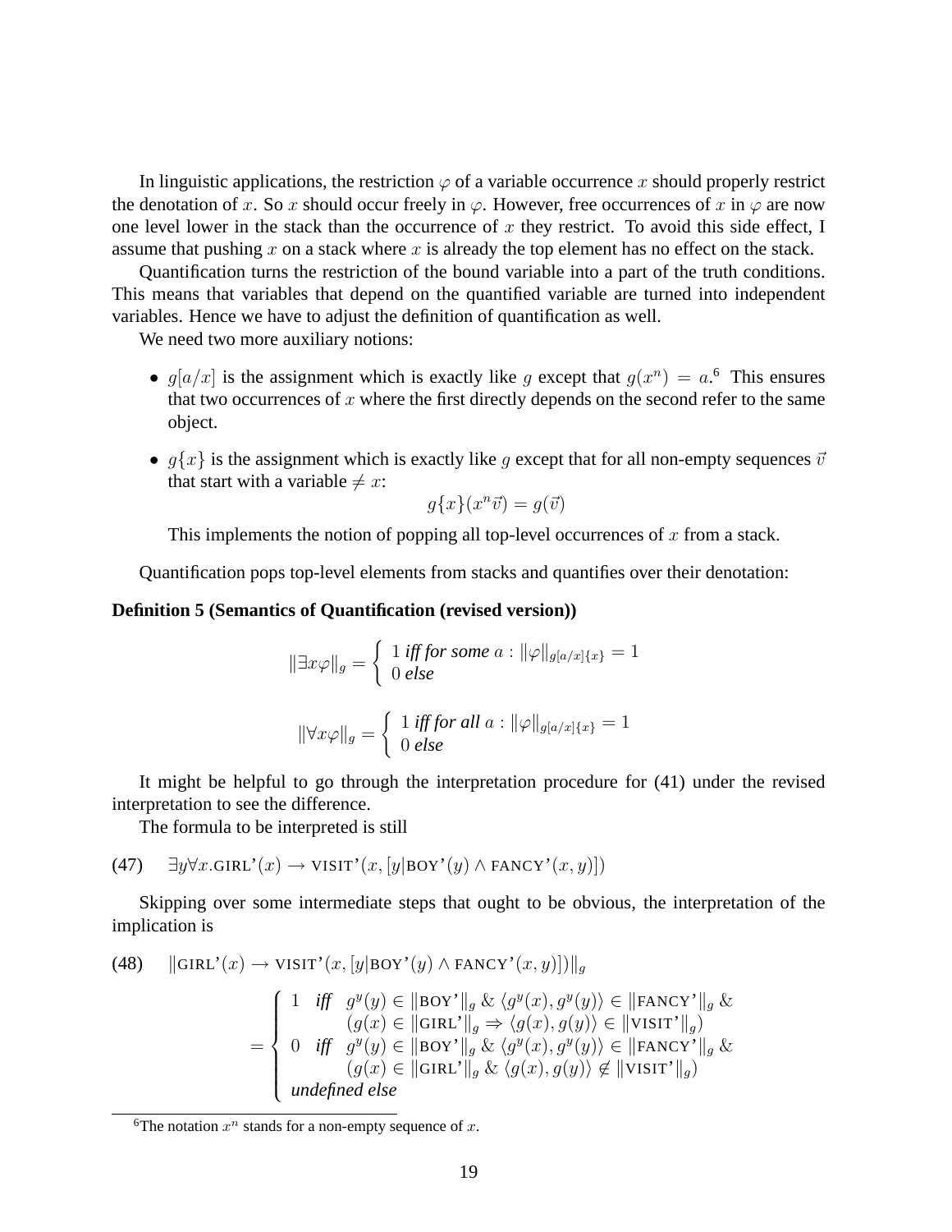In linguistic applications, the restriction $\varphi$ of a variable occurrence $x$ should properly restrict the denotation of $x$. So $x$ should occur freely in $\varphi$. However, free occurrences of $x$ in $\varphi$ are now one level lower in the stack than the occurrence of $x$ they restrict. To avoid this side effect, I assume that pushing $x$ on a stack where $x$ is already the top element has no effect on the stack.

Quantification turns the restriction of the bound variable into a part of the truth conditions. This means that variables that depend on the quantified variable are turned into independent variables. Hence we have to adjust the definition of quantification as well.

We need two more auxiliary notions:

- $g[a/x]$ is the assignment which is exactly like $g$ except that $g(x^n) = a$.[6] This ensures that two occurrences of $x$ where the first directly depends on the second refer to the same object.
- $g\{x\}$ is the assignment which is exactly like $g$ except that for all non-empty sequences $\vec{v}$ that start with a variable $\neq x$:

$$g\{x\}(x^n\vec{v}) = g(\vec{v})$$

  This implements the notion of popping all top-level occurrences of $x$ from a stack.

Quantification pops top-level elements from stacks and quantifies over their denotation:

**Definition 5 (Semantics of Quantification (revised version))**

$$\|\exists x\varphi\|_g = \begin{cases} 1 \textit{ iff for some } a : \|\varphi\|_{g[a/x]\{x\}} = 1 \\ 0 \textit{ else} \end{cases}$$

$$\|\forall x\varphi\|_g = \begin{cases} 1 \textit{ iff for all } a : \|\varphi\|_{g[a/x]\{x\}} = 1 \\ 0 \textit{ else} \end{cases}$$

It might be helpful to go through the interpretation procedure for (41) under the revised interpretation to see the difference.

The formula to be interpreted is still

(47) $\exists y \forall x.\text{GIRL'}(x) \rightarrow \text{VISIT'}(x, [y|\text{BOY'}(y) \wedge \text{FANCY'}(x, y)])$

Skipping over some intermediate steps that ought to be obvious, the interpretation of the implication is

(48) $$\|\text{GIRL'}(x) \rightarrow \text{VISIT'}(x, [y|\text{BOY'}(y) \wedge \text{FANCY'}(x, y)])\|_g$$

$$= \begin{cases} 1 \quad \textit{iff} \quad g^y(y) \in \|\text{BOY'}\|_g \;\&\; \langle g^y(x), g^y(y)\rangle \in \|\text{FANCY'}\|_g \;\&\; \\ \qquad\quad (g(x) \in \|\text{GIRL'}\|_g \Rightarrow \langle g(x), g(y)\rangle \in \|\text{VISIT'}\|_g) \\ 0 \quad \textit{iff} \quad g^y(y) \in \|\text{BOY'}\|_g \;\&\; \langle g^y(x), g^y(y)\rangle \in \|\text{FANCY'}\|_g \;\&\; \\ \qquad\quad (g(x) \in \|\text{GIRL'}\|_g \;\&\; \langle g(x), g(y)\rangle \notin \|\text{VISIT'}\|_g) \\ \textit{undefined else} \end{cases}$$

[6] The notation $x^n$ stands for a non-empty sequence of $x$.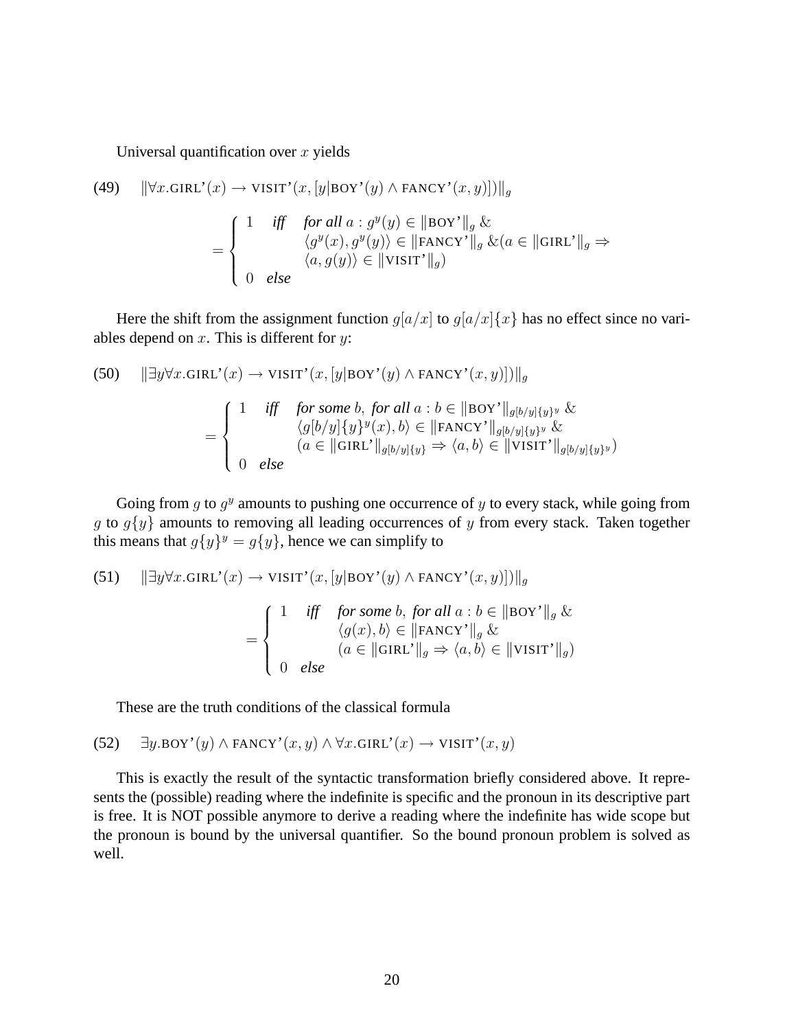Universal quantification over $x$ yields

(49) $$\|\forall x.\text{GIRL'}(x) \to \text{VISIT'}(x, [y|\text{BOY'}(y) \wedge \text{FANCY'}(x,y)])\|_g$$

$$= \begin{cases} 1 & \textit{iff} \quad \textit{for all } a : g^y(y) \in \|\text{BOY'}\|_g \ \& \\ & \quad \langle g^y(x), g^y(y)\rangle \in \|\text{FANCY'}\|_g \ \& (a \in \|\text{GIRL'}\|_g \Rightarrow \\ & \quad \langle a, g(y)\rangle \in \|\text{VISIT'}\|_g) \\ 0 & \textit{else} \end{cases}$$

Here the shift from the assignment function $g[a/x]$ to $g[a/x]\{x\}$ has no effect since no variables depend on $x$. This is different for $y$:

(50) $$\|\exists y \forall x.\text{GIRL'}(x) \to \text{VISIT'}(x, [y|\text{BOY'}(y) \wedge \text{FANCY'}(x,y)])\|_g$$

$$= \begin{cases} 1 & \textit{iff} \quad \textit{for some } b, \textit{ for all } a : b \in \|\text{BOY'}\|_{g[b/y]\{y\}^y} \ \& \\ & \quad \langle g[b/y]\{y\}^y(x), b\rangle \in \|\text{FANCY'}\|_{g[b/y]\{y\}^y} \ \& \\ & \quad (a \in \|\text{GIRL'}\|_{g[b/y]\{y\}} \Rightarrow \langle a, b\rangle \in \|\text{VISIT'}\|_{g[b/y]\{y\}^y}) \\ 0 & \textit{else} \end{cases}$$

Going from $g$ to $g^y$ amounts to pushing one occurrence of $y$ to every stack, while going from $g$ to $g\{y\}$ amounts to removing all leading occurrences of $y$ from every stack. Taken together this means that $g\{y\}^y = g\{y\}$, hence we can simplify to

(51) $$\|\exists y \forall x.\text{GIRL'}(x) \to \text{VISIT'}(x, [y|\text{BOY'}(y) \wedge \text{FANCY'}(x,y)])\|_g$$

$$= \begin{cases} 1 & \textit{iff} \quad \textit{for some } b, \textit{ for all } a : b \in \|\text{BOY'}\|_g \ \& \\ & \quad \langle g(x), b\rangle \in \|\text{FANCY'}\|_g \ \& \\ & \quad (a \in \|\text{GIRL'}\|_g \Rightarrow \langle a, b\rangle \in \|\text{VISIT'}\|_g) \\ 0 & \textit{else} \end{cases}$$

These are the truth conditions of the classical formula

(52) $$\exists y.\text{BOY'}(y) \wedge \text{FANCY'}(x,y) \wedge \forall x.\text{GIRL'}(x) \to \text{VISIT'}(x,y)$$

This is exactly the result of the syntactic transformation briefly considered above. It represents the (possible) reading where the indefinite is specific and the pronoun in its descriptive part is free. It is NOT possible anymore to derive a reading where the indefinite has wide scope but the pronoun is bound by the universal quantifier. So the bound pronoun problem is solved as well.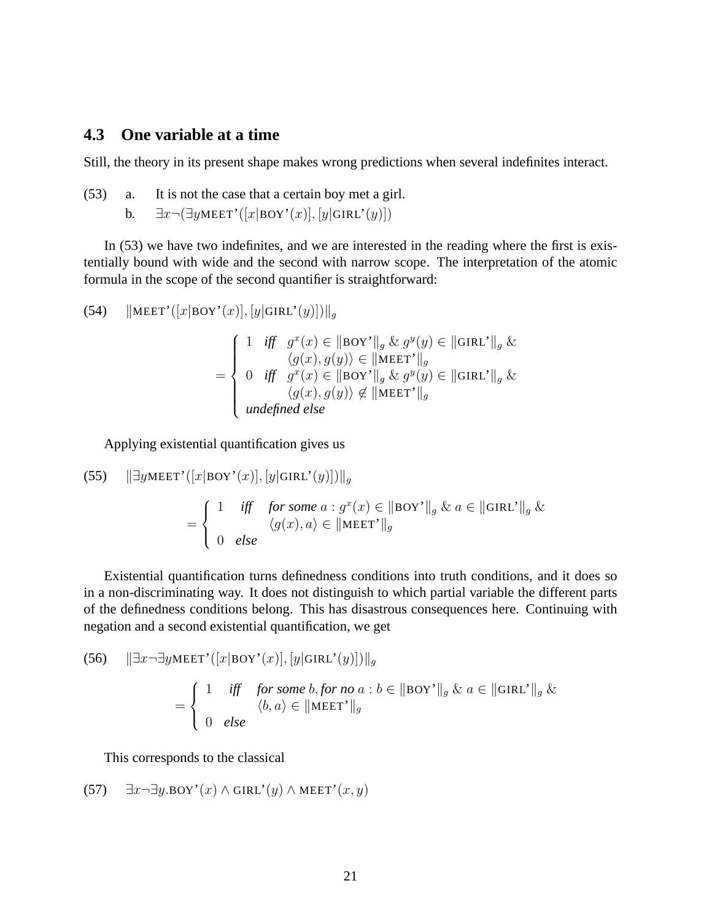### 4.3 One variable at a time

Still, the theory in its present shape makes wrong predictions when several indefinites interact.

(53) a. It is not the case that a certain boy met a girl.

b. $\exists x \neg(\exists y \text{MEET'}([x|\text{BOY'}(x)],[y|\text{GIRL'}(y)])$

In (53) we have two indefinites, and we are interested in the reading where the first is existentially bound with wide and the second with narrow scope. The interpretation of the atomic formula in the scope of the second quantifier is straightforward:

(54) $\|\text{MEET'}([x|\text{BOY'}(x)],[y|\text{GIRL'}(y)])\|_g$

$$= \begin{cases} 1 \quad \textit{iff} \quad g^x(x) \in \|\text{BOY'}\|_g \;\&\; g^y(y) \in \|\text{GIRL'}\|_g \;\& \\ \qquad\qquad \langle g(x), g(y)\rangle \in \|\text{MEET'}\|_g \\ 0 \quad \textit{iff} \quad g^x(x) \in \|\text{BOY'}\|_g \;\&\; g^y(y) \in \|\text{GIRL'}\|_g \;\& \\ \qquad\qquad \langle g(x), g(y)\rangle \notin \|\text{MEET'}\|_g \\ \textit{undefined else} \end{cases}$$

Applying existential quantification gives us

(55) $\|\exists y \text{MEET'}([x|\text{BOY'}(x)],[y|\text{GIRL'}(y)])\|_g$

$$= \begin{cases} 1 \quad \textit{iff} \quad \textit{for some } a : g^x(x) \in \|\text{BOY'}\|_g \;\&\; a \in \|\text{GIRL'}\|_g \;\& \\ \qquad\qquad \langle g(x), a\rangle \in \|\text{MEET'}\|_g \\ 0 \quad \textit{else} \end{cases}$$

Existential quantification turns definedness conditions into truth conditions, and it does so in a non-discriminating way. It does not distinguish to which partial variable the different parts of the definedness conditions belong. This has disastrous consequences here. Continuing with negation and a second existential quantification, we get

(56) $\|\exists x \neg \exists y \text{MEET'}([x|\text{BOY'}(x)],[y|\text{GIRL'}(y)])\|_g$

$$= \begin{cases} 1 \quad \textit{iff} \quad \textit{for some } b, \textit{for no } a : b \in \|\text{BOY'}\|_g \;\&\; a \in \|\text{GIRL'}\|_g \;\& \\ \qquad\qquad \langle b, a\rangle \in \|\text{MEET'}\|_g \\ 0 \quad \textit{else} \end{cases}$$

This corresponds to the classical

(57) $\exists x \neg \exists y.\text{BOY'}(x) \wedge \text{GIRL'}(y) \wedge \text{MEET'}(x,y)$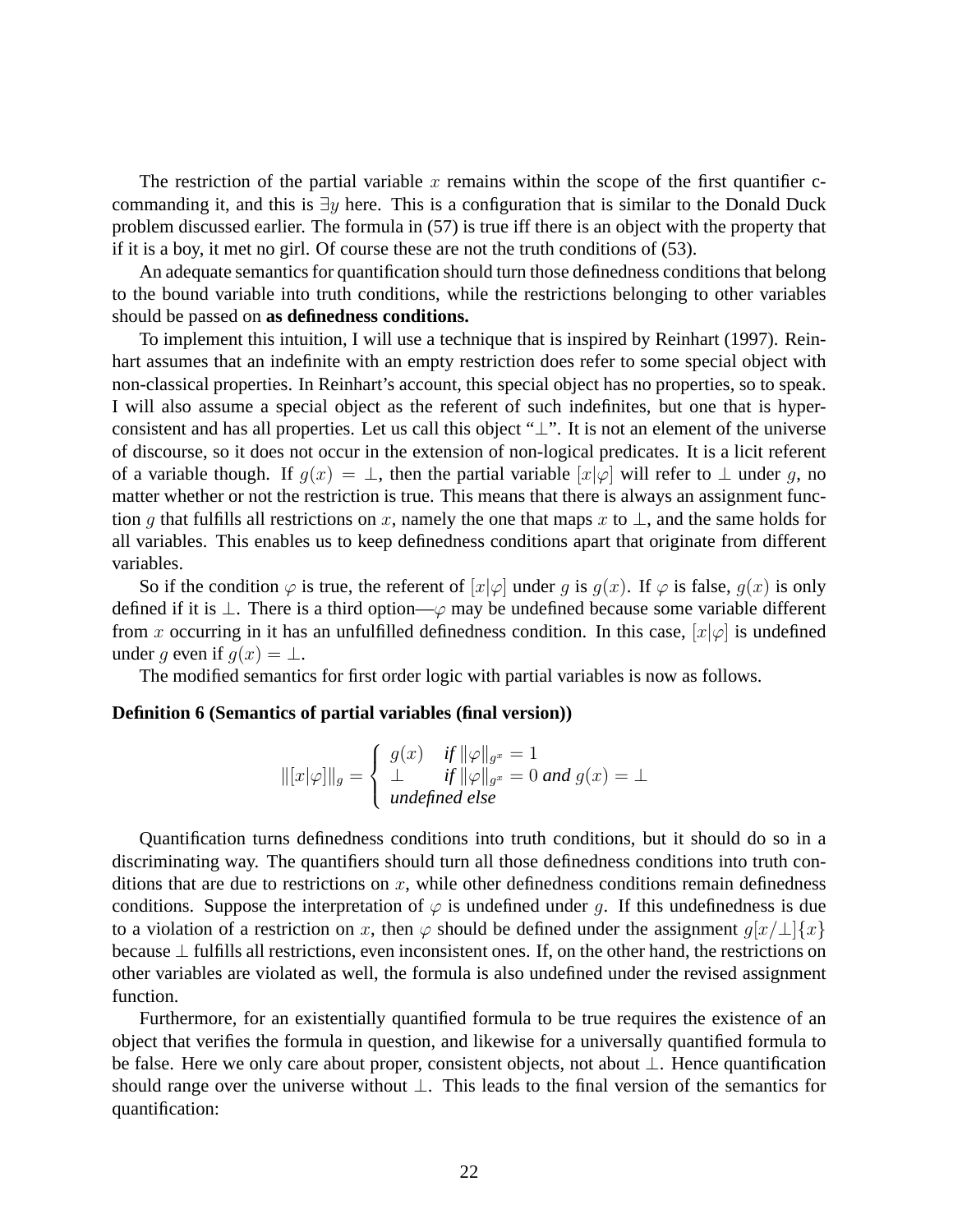The restriction of the partial variable $x$ remains within the scope of the first quantifier c-commanding it, and this is $\exists y$ here. This is a configuration that is similar to the Donald Duck problem discussed earlier. The formula in (57) is true iff there is an object with the property that if it is a boy, it met no girl. Of course these are not the truth conditions of (53).

An adequate semantics for quantification should turn those definedness conditions that belong to the bound variable into truth conditions, while the restrictions belonging to other variables should be passed on **as definedness conditions.**

To implement this intuition, I will use a technique that is inspired by Reinhart (1997). Reinhart assumes that an indefinite with an empty restriction does refer to some special object with non-classical properties. In Reinhart's account, this special object has no properties, so to speak. I will also assume a special object as the referent of such indefinites, but one that is hyper-consistent and has all properties. Let us call this object "$\perp$". It is not an element of the universe of discourse, so it does not occur in the extension of non-logical predicates. It is a licit referent of a variable though. If $g(x) = \perp$, then the partial variable $[x|\varphi]$ will refer to $\perp$ under $g$, no matter whether or not the restriction is true. This means that there is always an assignment function $g$ that fulfills all restrictions on $x$, namely the one that maps $x$ to $\perp$, and the same holds for all variables. This enables us to keep definedness conditions apart that originate from different variables.

So if the condition $\varphi$ is true, the referent of $[x|\varphi]$ under $g$ is $g(x)$. If $\varphi$ is false, $g(x)$ is only defined if it is $\perp$. There is a third option—$\varphi$ may be undefined because some variable different from $x$ occurring in it has an unfulfilled definedness condition. In this case, $[x|\varphi]$ is undefined under $g$ even if $g(x) = \perp$.

The modified semantics for first order logic with partial variables is now as follows.

**Definition 6 (Semantics of partial variables (final version))**

$$\|[x|\varphi]\|_g = \begin{cases} g(x) & \textit{if } \|\varphi\|_{g^x} = 1 \\ \perp & \textit{if } \|\varphi\|_{g^x} = 0 \textit{ and } g(x) = \perp \\ \textit{undefined else} & \end{cases}$$

Quantification turns definedness conditions into truth conditions, but it should do so in a discriminating way. The quantifiers should turn all those definedness conditions into truth conditions that are due to restrictions on $x$, while other definedness conditions remain definedness conditions. Suppose the interpretation of $\varphi$ is undefined under $g$. If this undefinedness is due to a violation of a restriction on $x$, then $\varphi$ should be defined under the assignment $g[x/\perp]\{x\}$ because $\perp$ fulfills all restrictions, even inconsistent ones. If, on the other hand, the restrictions on other variables are violated as well, the formula is also undefined under the revised assignment function.

Furthermore, for an existentially quantified formula to be true requires the existence of an object that verifies the formula in question, and likewise for a universally quantified formula to be false. Here we only care about proper, consistent objects, not about $\perp$. Hence quantification should range over the universe without $\perp$. This leads to the final version of the semantics for quantification: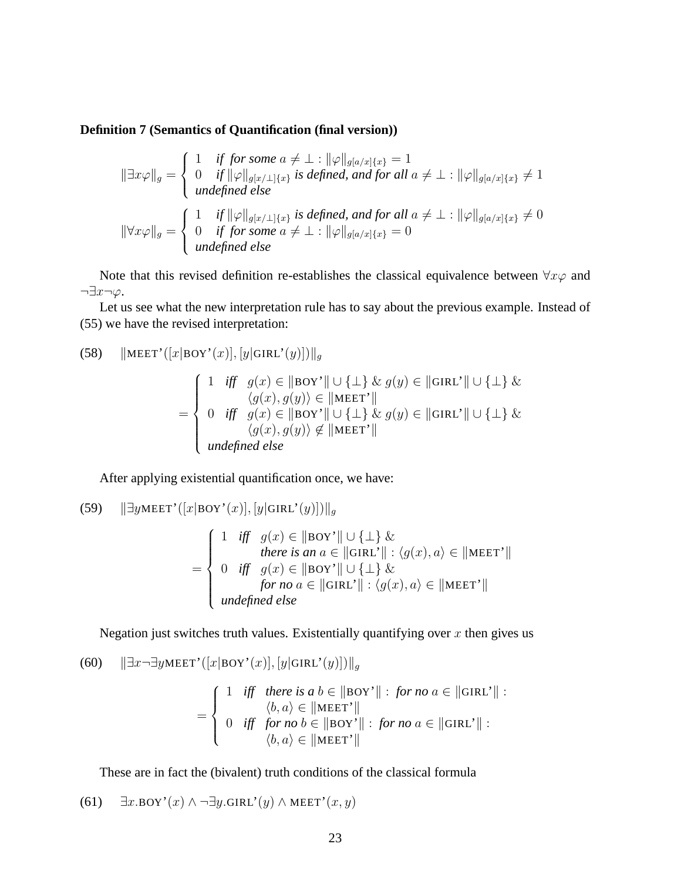**Definition 7 (Semantics of Quantification (final version))**

$$\|\exists x\varphi\|_g = \begin{cases} 1 & \textit{if for some } a \neq \bot : \|\varphi\|_{g[a/x]\{x\}} = 1 \\ 0 & \textit{if } \|\varphi\|_{g[x/\bot]\{x\}} \textit{ is defined, and for all } a \neq \bot : \|\varphi\|_{g[a/x]\{x\}} \neq 1 \\ \textit{undefined else} & \end{cases}$$

$$\|\forall x\varphi\|_g = \begin{cases} 1 & \textit{if } \|\varphi\|_{g[x/\bot]\{x\}} \textit{ is defined, and for all } a \neq \bot : \|\varphi\|_{g[a/x]\{x\}} \neq 0 \\ 0 & \textit{if for some } a \neq \bot : \|\varphi\|_{g[a/x]\{x\}} = 0 \\ \textit{undefined else} & \end{cases}$$

Note that this revised definition re-establishes the classical equivalence between $\forall x\varphi$ and $\neg\exists x\neg\varphi$.

Let us see what the new interpretation rule has to say about the previous example. Instead of (55) we have the revised interpretation:

(58) $\|\text{MEET'}([x|\text{BOY'}(x)], [y|\text{GIRL'}(y)])\|_g$

$$= \begin{cases} 1 & \textit{iff} \quad g(x) \in \|\text{BOY'}\| \cup \{\bot\} \ \& \ g(y) \in \|\text{GIRL'}\| \cup \{\bot\} \ \& \\ & \qquad \langle g(x), g(y)\rangle \in \|\text{MEET'}\| \\ 0 & \textit{iff} \quad g(x) \in \|\text{BOY'}\| \cup \{\bot\} \ \& \ g(y) \in \|\text{GIRL'}\| \cup \{\bot\} \ \& \\ & \qquad \langle g(x), g(y)\rangle \notin \|\text{MEET'}\| \\ \textit{undefined else} & \end{cases}$$

After applying existential quantification once, we have:

(59) $\|\exists y \text{MEET'}([x|\text{BOY'}(x)], [y|\text{GIRL'}(y)])\|_g$

$$= \begin{cases} 1 & \textit{iff} \quad g(x) \in \|\text{BOY'}\| \cup \{\bot\} \ \& \\ & \qquad \textit{there is an } a \in \|\text{GIRL'}\| : \langle g(x), a\rangle \in \|\text{MEET'}\| \\ 0 & \textit{iff} \quad g(x) \in \|\text{BOY'}\| \cup \{\bot\} \ \& \\ & \qquad \textit{for no } a \in \|\text{GIRL'}\| : \langle g(x), a\rangle \in \|\text{MEET'}\| \\ \textit{undefined else} & \end{cases}$$

Negation just switches truth values. Existentially quantifying over $x$ then gives us

(60) $\|\exists x \neg\exists y \text{MEET'}([x|\text{BOY'}(x)], [y|\text{GIRL'}(y)])\|_g$

$$= \begin{cases} 1 & \textit{iff} \quad \textit{there is a } b \in \|\text{BOY'}\| : \textit{ for no } a \in \|\text{GIRL'}\| : \\ & \qquad \langle b, a\rangle \in \|\text{MEET'}\| \\ 0 & \textit{iff} \quad \textit{for no } b \in \|\text{BOY'}\| : \textit{ for no } a \in \|\text{GIRL'}\| : \\ & \qquad \langle b, a\rangle \in \|\text{MEET'}\| \end{cases}$$

These are in fact the (bivalent) truth conditions of the classical formula

(61) $\exists x.\text{BOY'}(x) \wedge \neg\exists y.\text{GIRL'}(y) \wedge \text{MEET'}(x, y)$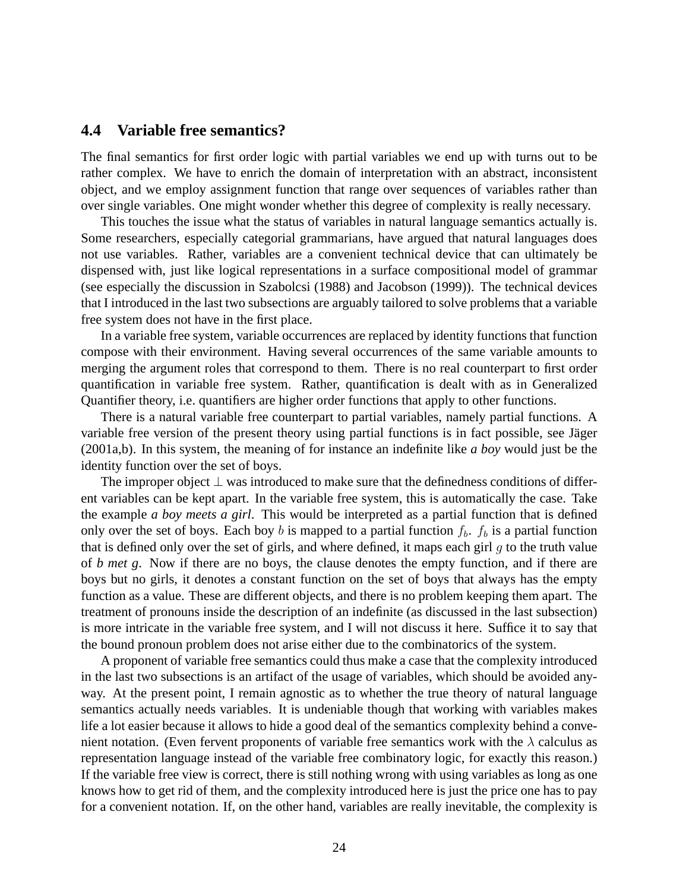### 4.4 Variable free semantics?

The final semantics for first order logic with partial variables we end up with turns out to be rather complex. We have to enrich the domain of interpretation with an abstract, inconsistent object, and we employ assignment function that range over sequences of variables rather than over single variables. One might wonder whether this degree of complexity is really necessary.

This touches the issue what the status of variables in natural language semantics actually is. Some researchers, especially categorial grammarians, have argued that natural languages does not use variables. Rather, variables are a convenient technical device that can ultimately be dispensed with, just like logical representations in a surface compositional model of grammar (see especially the discussion in Szabolcsi (1988) and Jacobson (1999)). The technical devices that I introduced in the last two subsections are arguably tailored to solve problems that a variable free system does not have in the first place.

In a variable free system, variable occurrences are replaced by identity functions that function compose with their environment. Having several occurrences of the same variable amounts to merging the argument roles that correspond to them. There is no real counterpart to first order quantification in variable free system. Rather, quantification is dealt with as in Generalized Quantifier theory, i.e. quantifiers are higher order functions that apply to other functions.

There is a natural variable free counterpart to partial variables, namely partial functions. A variable free version of the present theory using partial functions is in fact possible, see Jäger (2001a,b). In this system, the meaning of for instance an indefinite like ***a boy*** would just be the identity function over the set of boys.

The improper object $\perp$ was introduced to make sure that the definedness conditions of different variables can be kept apart. In the variable free system, this is automatically the case. Take the example *a boy meets a girl*. This would be interpreted as a partial function that is defined only over the set of boys. Each boy $b$ is mapped to a partial function $f_b$. $f_b$ is a partial function that is defined only over the set of girls, and where defined, it maps each girl $g$ to the truth value of *b met g*. Now if there are no boys, the clause denotes the empty function, and if there are boys but no girls, it denotes a constant function on the set of boys that always has the empty function as a value. These are different objects, and there is no problem keeping them apart. The treatment of pronouns inside the description of an indefinite (as discussed in the last subsection) is more intricate in the variable free system, and I will not discuss it here. Suffice it to say that the bound pronoun problem does not arise either due to the combinatorics of the system.

A proponent of variable free semantics could thus make a case that the complexity introduced in the last two subsections is an artifact of the usage of variables, which should be avoided anyway. At the present point, I remain agnostic as to whether the true theory of natural language semantics actually needs variables. It is undeniable though that working with variables makes life a lot easier because it allows to hide a good deal of the semantics complexity behind a convenient notation. (Even fervent proponents of variable free semantics work with the $\lambda$ calculus as representation language instead of the variable free combinatory logic, for exactly this reason.) If the variable free view is correct, there is still nothing wrong with using variables as long as one knows how to get rid of them, and the complexity introduced here is just the price one has to pay for a convenient notation. If, on the other hand, variables are really inevitable, the complexity is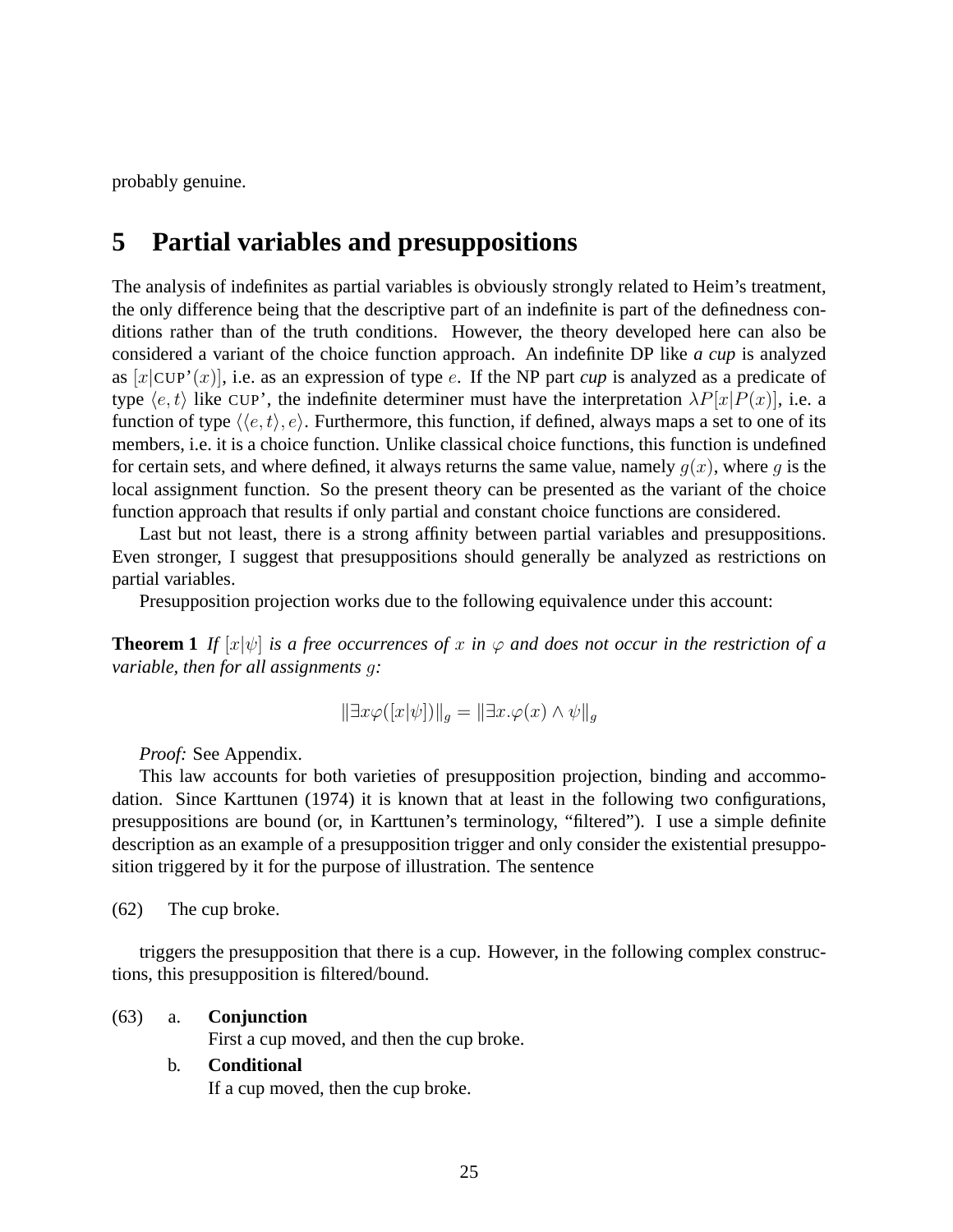probably genuine.

## 5 Partial variables and presuppositions

The analysis of indefinites as partial variables is obviously strongly related to Heim's treatment, the only difference being that the descriptive part of an indefinite is part of the definedness conditions rather than of the truth conditions. However, the theory developed here can also be considered a variant of the choice function approach. An indefinite DP like *a cup* is analyzed as $[x|\text{CUP}'(x)]$, i.e. as an expression of type $e$. If the NP part *cup* is analyzed as a predicate of type $\langle e,t\rangle$ like CUP', the indefinite determiner must have the interpretation $\lambda P[x|P(x)]$, i.e. a function of type $\langle\langle e,t\rangle,e\rangle$. Furthermore, this function, if defined, always maps a set to one of its members, i.e. it is a choice function. Unlike classical choice functions, this function is undefined for certain sets, and where defined, it always returns the same value, namely $g(x)$, where $g$ is the local assignment function. So the present theory can be presented as the variant of the choice function approach that results if only partial and constant choice functions are considered.

Last but not least, there is a strong affinity between partial variables and presuppositions. Even stronger, I suggest that presuppositions should generally be analyzed as restrictions on partial variables.

Presupposition projection works due to the following equivalence under this account:

**Theorem 1** *If $[x|\psi]$ is a free occurrences of $x$ in $\varphi$ and does not occur in the restriction of a variable, then for all assignments $g$:*

$$\|\exists x\varphi([x|\psi])\|_g = \|\exists x.\varphi(x) \wedge \psi\|_g$$

*Proof:* See Appendix.

This law accounts for both varieties of presupposition projection, binding and accommodation. Since Karttunen (1974) it is known that at least in the following two configurations, presuppositions are bound (or, in Karttunen's terminology, "filtered"). I use a simple definite description as an example of a presupposition trigger and only consider the existential presupposition triggered by it for the purpose of illustration. The sentence

(62) The cup broke.

triggers the presupposition that there is a cup. However, in the following complex constructions, this presupposition is filtered/bound.

(63) a. **Conjunction**
First a cup moved, and then the cup broke.

b. **Conditional**
If a cup moved, then the cup broke.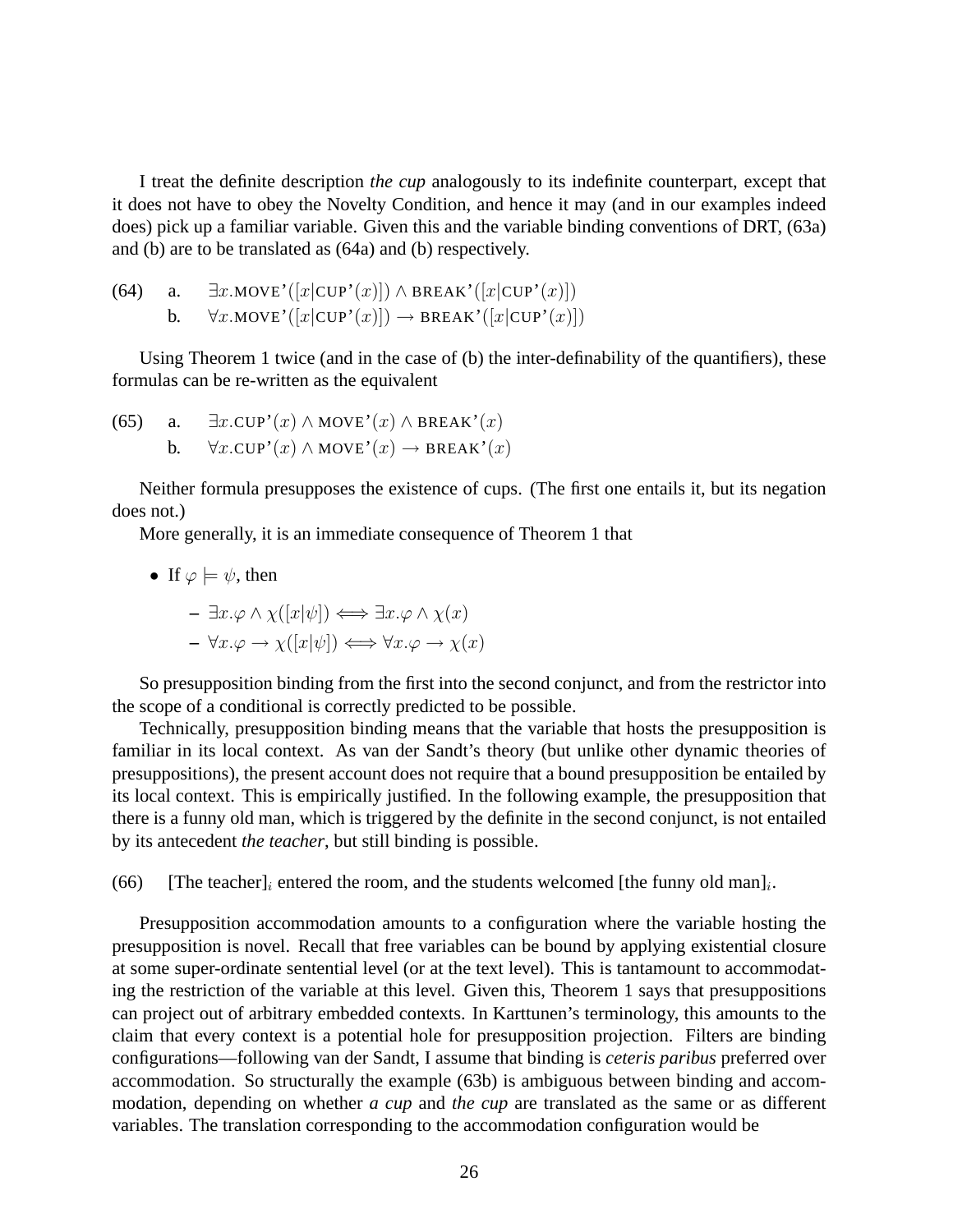I treat the definite description *the cup* analogously to its indefinite counterpart, except that it does not have to obey the Novelty Condition, and hence it may (and in our examples indeed does) pick up a familiar variable. Given this and the variable binding conventions of DRT, (63a) and (b) are to be translated as (64a) and (b) respectively.

(64) a. $\exists x.\text{MOVE'}([x|\text{CUP'}(x)]) \wedge \text{BREAK'}([x|\text{CUP'}(x)])$

b. $\forall x.\text{MOVE'}([x|\text{CUP'}(x)]) \rightarrow \text{BREAK'}([x|\text{CUP'}(x)])$

Using Theorem 1 twice (and in the case of (b) the inter-definability of the quantifiers), these formulas can be re-written as the equivalent

(65) a. $\exists x.\text{CUP'}(x) \wedge \text{MOVE'}(x) \wedge \text{BREAK'}(x)$

b. $\forall x.\text{CUP'}(x) \wedge \text{MOVE'}(x) \rightarrow \text{BREAK'}(x)$

Neither formula presupposes the existence of cups. (The first one entails it, but its negation does not.)

More generally, it is an immediate consequence of Theorem 1 that

- If $\varphi \models \psi$, then
  - $\exists x.\varphi \wedge \chi([x|\psi]) \Longleftrightarrow \exists x.\varphi \wedge \chi(x)$
  - $\forall x.\varphi \rightarrow \chi([x|\psi]) \Longleftrightarrow \forall x.\varphi \rightarrow \chi(x)$

So presupposition binding from the first into the second conjunct, and from the restrictor into the scope of a conditional is correctly predicted to be possible.

Technically, presupposition binding means that the variable that hosts the presupposition is familiar in its local context. As van der Sandt's theory (but unlike other dynamic theories of presuppositions), the present account does not require that a bound presupposition be entailed by its local context. This is empirically justified. In the following example, the presupposition that there is a funny old man, which is triggered by the definite in the second conjunct, is not entailed by its antecedent *the teacher*, but still binding is possible.

(66) [The teacher]$_i$ entered the room, and the students welcomed [the funny old man]$_i$.

Presupposition accommodation amounts to a configuration where the variable hosting the presupposition is novel. Recall that free variables can be bound by applying existential closure at some super-ordinate sentential level (or at the text level). This is tantamount to accommodating the restriction of the variable at this level. Given this, Theorem 1 says that presuppositions can project out of arbitrary embedded contexts. In Karttunen's terminology, this amounts to the claim that every context is a potential hole for presupposition projection. Filters are binding configurations—following van der Sandt, I assume that binding is *ceteris paribus* preferred over accommodation. So structurally the example (63b) is ambiguous between binding and accommodation, depending on whether *a cup* and *the cup* are translated as the same or as different variables. The translation corresponding to the accommodation configuration would be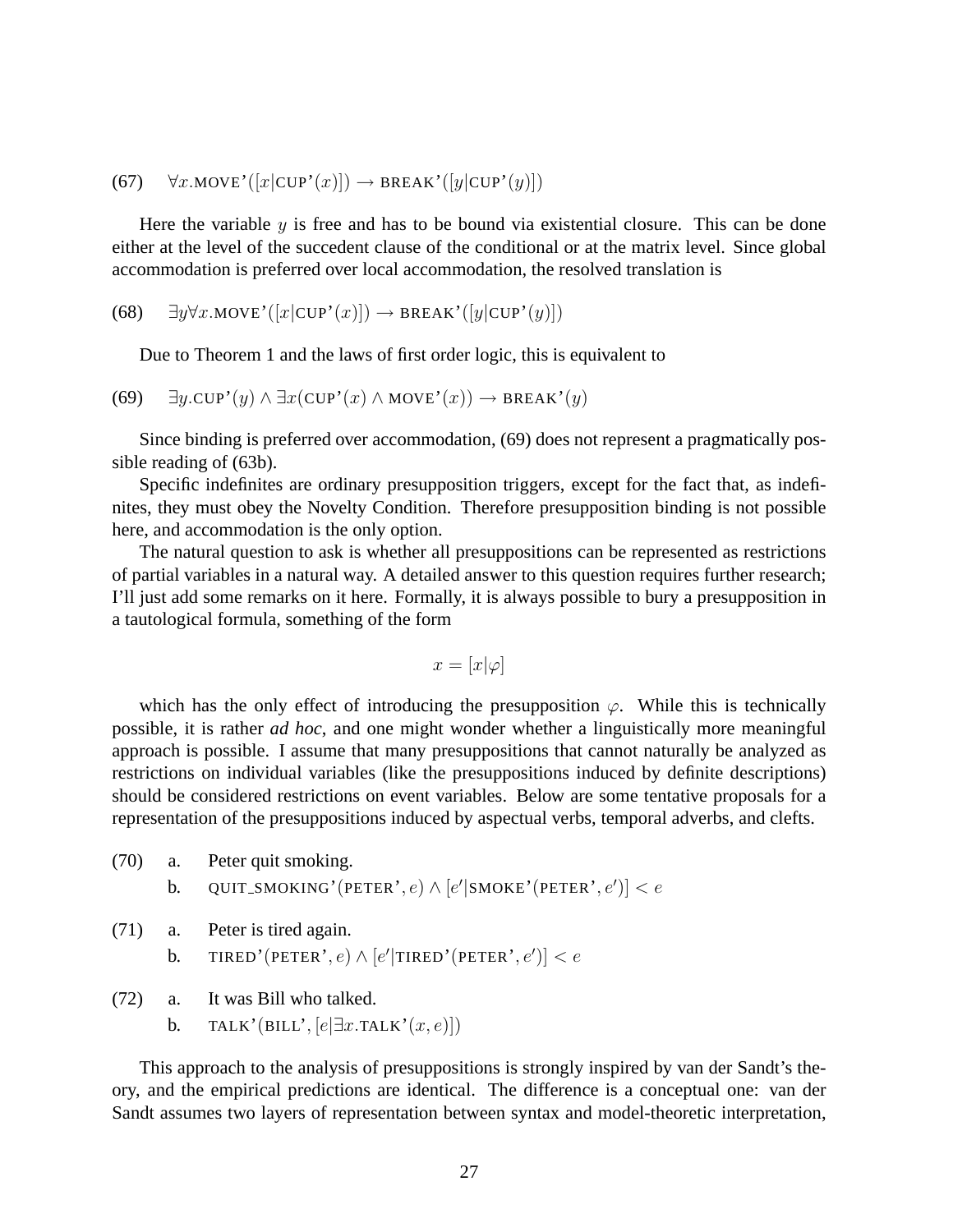(67) $\forall x.\text{MOVE'}([x|\text{CUP'}(x)]) \rightarrow \text{BREAK'}([y|\text{CUP'}(y)])$

Here the variable $y$ is free and has to be bound via existential closure. This can be done either at the level of the succedent clause of the conditional or at the matrix level. Since global accommodation is preferred over local accommodation, the resolved translation is

(68) $\exists y \forall x.\text{MOVE'}([x|\text{CUP'}(x)]) \rightarrow \text{BREAK'}([y|\text{CUP'}(y)])$

Due to Theorem 1 and the laws of first order logic, this is equivalent to

(69) $\exists y.\text{CUP'}(y) \wedge \exists x(\text{CUP'}(x) \wedge \text{MOVE'}(x)) \rightarrow \text{BREAK'}(y)$

Since binding is preferred over accommodation, (69) does not represent a pragmatically possible reading of (63b).

Specific indefinites are ordinary presupposition triggers, except for the fact that, as indefinites, they must obey the Novelty Condition. Therefore presupposition binding is not possible here, and accommodation is the only option.

The natural question to ask is whether all presuppositions can be represented as restrictions of partial variables in a natural way. A detailed answer to this question requires further research; I'll just add some remarks on it here. Formally, it is always possible to bury a presupposition in a tautological formula, something of the form

$$x = [x|\varphi]$$

which has the only effect of introducing the presupposition $\varphi$. While this is technically possible, it is rather *ad hoc*, and one might wonder whether a linguistically more meaningful approach is possible. I assume that many presuppositions that cannot naturally be analyzed as restrictions on individual variables (like the presuppositions induced by definite descriptions) should be considered restrictions on event variables. Below are some tentative proposals for a representation of the presuppositions induced by aspectual verbs, temporal adverbs, and clefts.

(70) a. Peter quit smoking.
  b. $\text{QUIT\_SMOKING'}(\text{PETER'}, e) \wedge [e'|\text{SMOKE'}(\text{PETER'}, e')] < e$

(71) a. Peter is tired again.
  b. $\text{TIRED'}(\text{PETER'}, e) \wedge [e'|\text{TIRED'}(\text{PETER'}, e')] < e$

(72) a. It was Bill who talked.
  b. $\text{TALK'}(\text{BILL'}, [e|\exists x.\text{TALK'}(x, e)])$

This approach to the analysis of presuppositions is strongly inspired by van der Sandt's theory, and the empirical predictions are identical. The difference is a conceptual one: van der Sandt assumes two layers of representation between syntax and model-theoretic interpretation,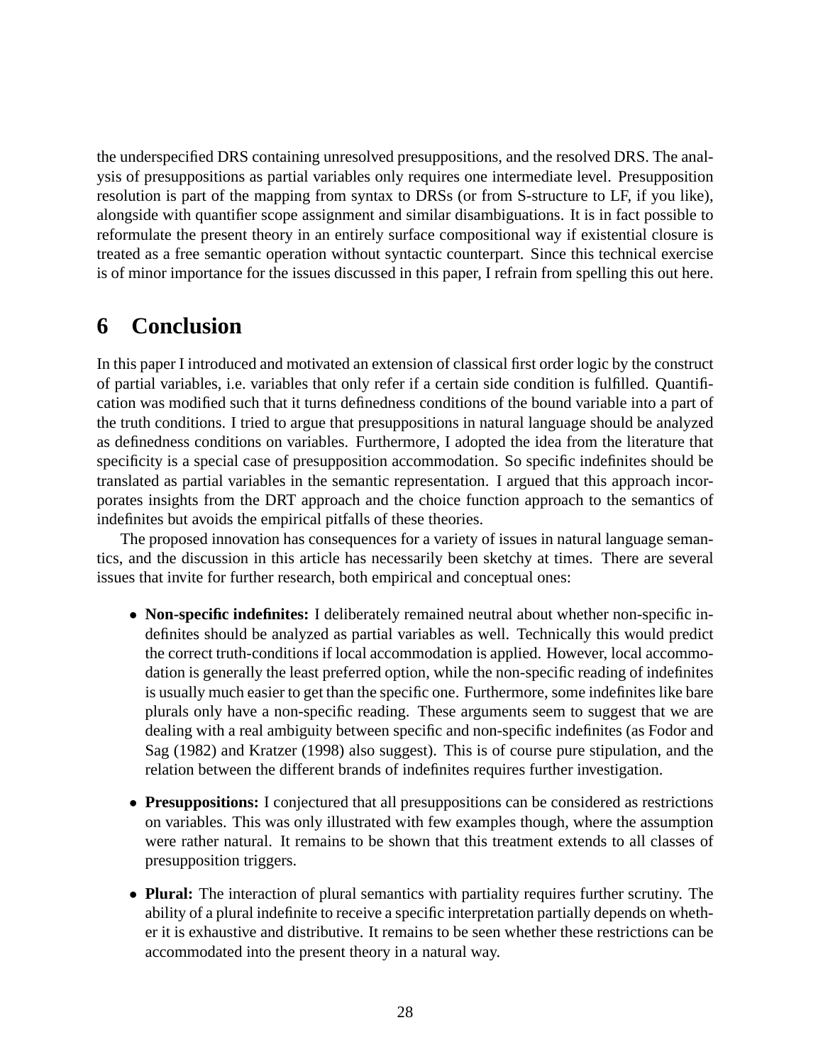the underspecified DRS containing unresolved presuppositions, and the resolved DRS. The analysis of presuppositions as partial variables only requires one intermediate level. Presupposition resolution is part of the mapping from syntax to DRSs (or from S-structure to LF, if you like), alongside with quantifier scope assignment and similar disambiguations. It is in fact possible to reformulate the present theory in an entirely surface compositional way if existential closure is treated as a free semantic operation without syntactic counterpart. Since this technical exercise is of minor importance for the issues discussed in this paper, I refrain from spelling this out here.

## 6 Conclusion

In this paper I introduced and motivated an extension of classical first order logic by the construct of partial variables, i.e. variables that only refer if a certain side condition is fulfilled. Quantification was modified such that it turns definedness conditions of the bound variable into a part of the truth conditions. I tried to argue that presuppositions in natural language should be analyzed as definedness conditions on variables. Furthermore, I adopted the idea from the literature that specificity is a special case of presupposition accommodation. So specific indefinites should be translated as partial variables in the semantic representation. I argued that this approach incorporates insights from the DRT approach and the choice function approach to the semantics of indefinites but avoids the empirical pitfalls of these theories.

The proposed innovation has consequences for a variety of issues in natural language semantics, and the discussion in this article has necessarily been sketchy at times. There are several issues that invite for further research, both empirical and conceptual ones:

- **Non-specific indefinites:** I deliberately remained neutral about whether non-specific indefinites should be analyzed as partial variables as well. Technically this would predict the correct truth-conditions if local accommodation is applied. However, local accommodation is generally the least preferred option, while the non-specific reading of indefinites is usually much easier to get than the specific one. Furthermore, some indefinites like bare plurals only have a non-specific reading. These arguments seem to suggest that we are dealing with a real ambiguity between specific and non-specific indefinites (as Fodor and Sag (1982) and Kratzer (1998) also suggest). This is of course pure stipulation, and the relation between the different brands of indefinites requires further investigation.

- **Presuppositions:** I conjectured that all presuppositions can be considered as restrictions on variables. This was only illustrated with few examples though, where the assumption were rather natural. It remains to be shown that this treatment extends to all classes of presupposition triggers.

- **Plural:** The interaction of plural semantics with partiality requires further scrutiny. The ability of a plural indefinite to receive a specific interpretation partially depends on whether it is exhaustive and distributive. It remains to be seen whether these restrictions can be accommodated into the present theory in a natural way.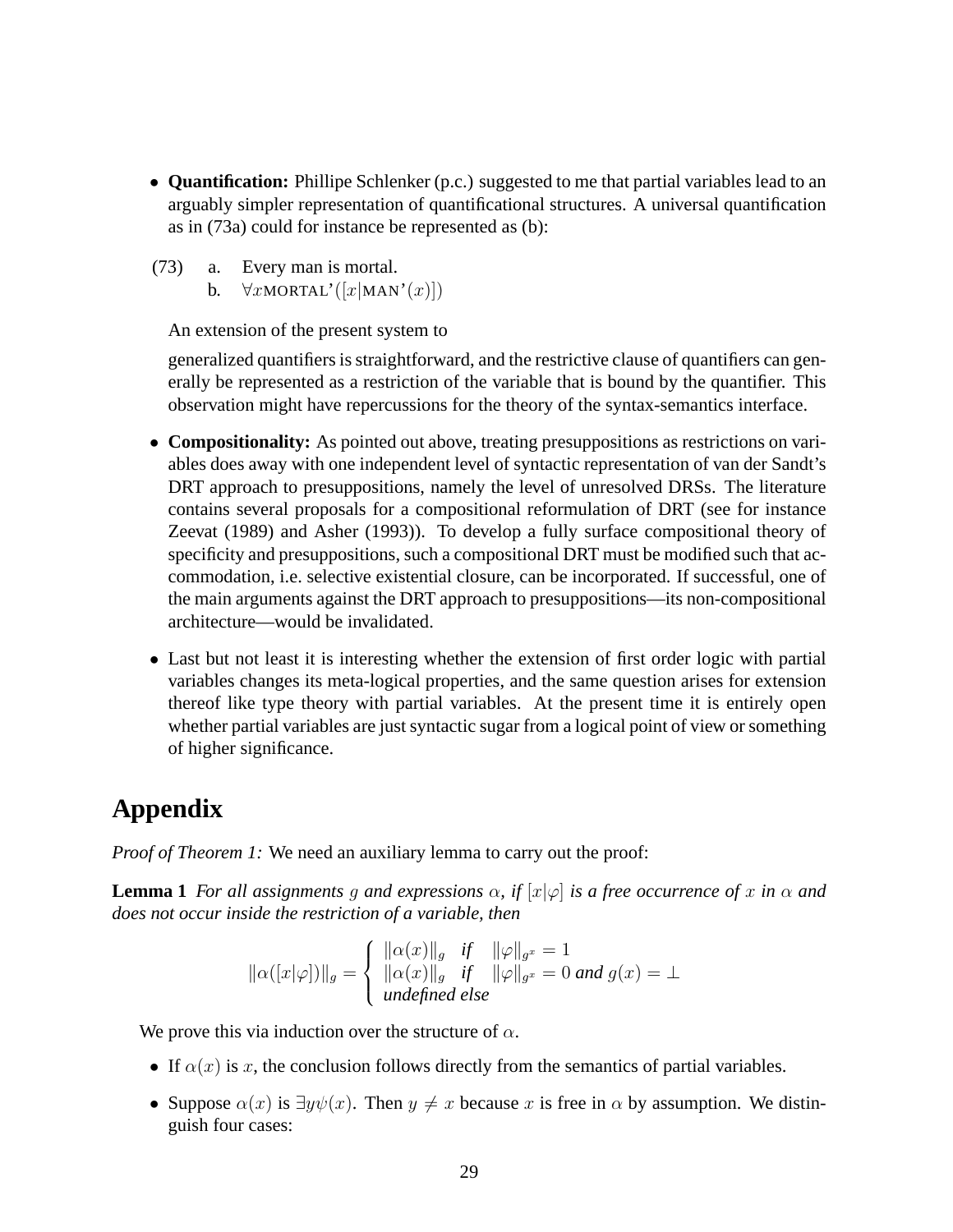- **Quantification:** Phillipe Schlenker (p.c.) suggested to me that partial variables lead to an arguably simpler representation of quantificational structures. A universal quantification as in (73a) could for instance be represented as (b):

(73) a. Every man is mortal.
  b. $\forall x \text{MORTAL'}([x|\text{MAN'}(x)])$

  An extension of the present system to

  generalized quantifiers is straightforward, and the restrictive clause of quantifiers can generally be represented as a restriction of the variable that is bound by the quantifier. This observation might have repercussions for the theory of the syntax-semantics interface.

- **Compositionality:** As pointed out above, treating presuppositions as restrictions on variables does away with one independent level of syntactic representation of van der Sandt's DRT approach to presuppositions, namely the level of unresolved DRSs. The literature contains several proposals for a compositional reformulation of DRT (see for instance Zeevat (1989) and Asher (1993)). To develop a fully surface compositional theory of specificity and presuppositions, such a compositional DRT must be modified such that accommodation, i.e. selective existential closure, can be incorporated. If successful, one of the main arguments against the DRT approach to presuppositions—its non-compositional architecture—would be invalidated.

- Last but not least it is interesting whether the extension of first order logic with partial variables changes its meta-logical properties, and the same question arises for extension thereof like type theory with partial variables. At the present time it is entirely open whether partial variables are just syntactic sugar from a logical point of view or something of higher significance.

# Appendix

*Proof of Theorem 1:* We need an auxiliary lemma to carry out the proof:

**Lemma 1** *For all assignments $g$ and expressions $\alpha$, if $[x|\varphi]$ is a free occurrence of $x$ in $\alpha$ and does not occur inside the restriction of a variable, then*

$$\|\alpha([x|\varphi])\|_g = \begin{cases} \|\alpha(x)\|_g & \textit{if} \quad \|\varphi\|_{g^x} = 1 \\ \|\alpha(x)\|_g & \textit{if} \quad \|\varphi\|_{g^x} = 0 \textit{ and } g(x) = \bot \\ \textit{undefined else} \end{cases}$$

We prove this via induction over the structure of $\alpha$.

- If $\alpha(x)$ is $x$, the conclusion follows directly from the semantics of partial variables.
- Suppose $\alpha(x)$ is $\exists y \psi(x)$. Then $y \neq x$ because $x$ is free in $\alpha$ by assumption. We distinguish four cases: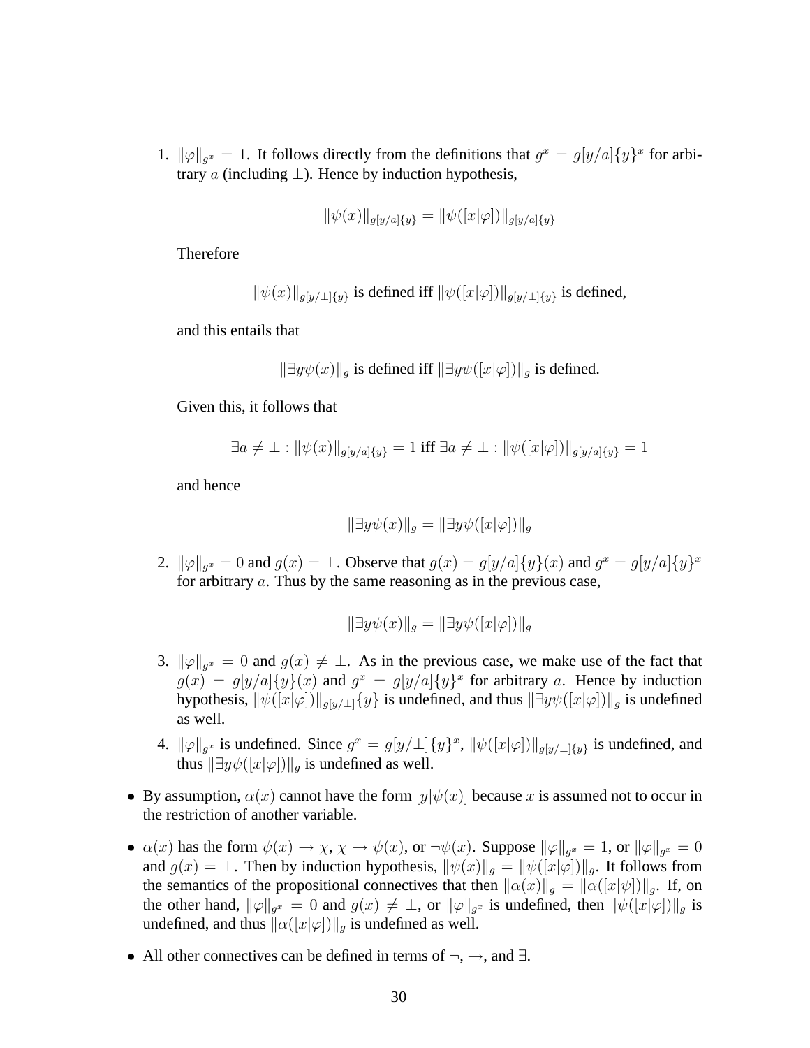1. $\|\varphi\|_{g^x} = 1$. It follows directly from the definitions that $g^x = g[y/a]\{y\}^x$ for arbitrary $a$ (including $\perp$). Hence by induction hypothesis,

   $$\|\psi(x)\|_{g[y/a]\{y\}} = \|\psi([x|\varphi])\|_{g[y/a]\{y\}}$$

   Therefore

   $$\|\psi(x)\|_{g[y/\perp]\{y\}} \text{ is defined iff } \|\psi([x|\varphi])\|_{g[y/\perp]\{y\}} \text{ is defined,}$$

   and this entails that

   $$\|\exists y \psi(x)\|_g \text{ is defined iff } \|\exists y \psi([x|\varphi])\|_g \text{ is defined.}$$

   Given this, it follows that

   $$\exists a \neq \perp : \|\psi(x)\|_{g[y/a]\{y\}} = 1 \text{ iff } \exists a \neq \perp : \|\psi([x|\varphi])\|_{g[y/a]\{y\}} = 1$$

   and hence

   $$\|\exists y \psi(x)\|_g = \|\exists y \psi([x|\varphi])\|_g$$

2. $\|\varphi\|_{g^x} = 0$ and $g(x) = \perp$. Observe that $g(x) = g[y/a]\{y\}(x)$ and $g^x = g[y/a]\{y\}^x$ for arbitrary $a$. Thus by the same reasoning as in the previous case,

   $$\|\exists y \psi(x)\|_g = \|\exists y \psi([x|\varphi])\|_g$$

3. $\|\varphi\|_{g^x} = 0$ and $g(x) \neq \perp$. As in the previous case, we make use of the fact that $g(x) = g[y/a]\{y\}(x)$ and $g^x = g[y/a]\{y\}^x$ for arbitrary $a$. Hence by induction hypothesis, $\|\psi([x|\varphi])\|_{g[y/\perp]}\{y\}$ is undefined, and thus $\|\exists y \psi([x|\varphi])\|_g$ is undefined as well.

4. $\|\varphi\|_{g^x}$ is undefined. Since $g^x = g[y/\perp]\{y\}^x$, $\|\psi([x|\varphi])\|_{g[y/\perp]\{y\}}$ is undefined, and thus $\|\exists y \psi([x|\varphi])\|_g$ is undefined as well.

- By assumption, $\alpha(x)$ cannot have the form $[y|\psi(x)]$ because $x$ is assumed not to occur in the restriction of another variable.

- $\alpha(x)$ has the form $\psi(x) \rightarrow \chi$, $\chi \rightarrow \psi(x)$, or $\neg\psi(x)$. Suppose $\|\varphi\|_{g^x} = 1$, or $\|\varphi\|_{g^x} = 0$ and $g(x) = \perp$. Then by induction hypothesis, $\|\psi(x)\|_g = \|\psi([x|\varphi])\|_g$. It follows from the semantics of the propositional connectives that then $\|\alpha(x)\|_g = \|\alpha([x|\psi])\|_g$. If, on the other hand, $\|\varphi\|_{g^x} = 0$ and $g(x) \neq \perp$, or $\|\varphi\|_{g^x}$ is undefined, then $\|\psi([x|\varphi])\|_g$ is undefined, and thus $\|\alpha([x|\varphi])\|_g$ is undefined as well.

- All other connectives can be defined in terms of $\neg$, $\rightarrow$, and $\exists$.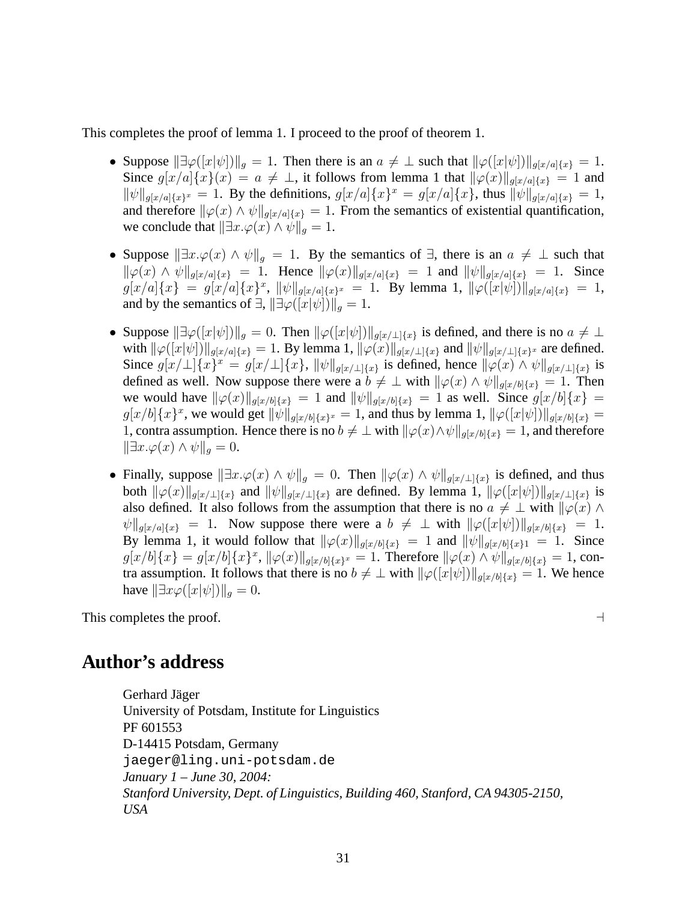This completes the proof of lemma 1. I proceed to the proof of theorem 1.

- Suppose $\|\exists\varphi([x|\psi])\|_g = 1$. Then there is an $a \neq \bot$ such that $\|\varphi([x|\psi])\|_{g[x/a]\{x\}} = 1$. Since $g[x/a]\{x\}(x) = a \neq \bot$, it follows from lemma 1 that $\|\varphi(x)\|_{g[x/a]\{x\}} = 1$ and $\|\psi\|_{g[x/a]\{x\}^x} = 1$. By the definitions, $g[x/a]\{x\}^x = g[x/a]\{x\}$, thus $\|\psi\|_{g[x/a]\{x\}} = 1$, and therefore $\|\varphi(x) \wedge \psi\|_{g[x/a]\{x\}} = 1$. From the semantics of existential quantification, we conclude that $\|\exists x.\varphi(x) \wedge \psi\|_g = 1$.

- Suppose $\|\exists x.\varphi(x) \wedge \psi\|_g = 1$. By the semantics of $\exists$, there is an $a \neq \bot$ such that $\|\varphi(x) \wedge \psi\|_{g[x/a]\{x\}} = 1$. Hence $\|\varphi(x)\|_{g[x/a]\{x\}} = 1$ and $\|\psi\|_{g[x/a]\{x\}} = 1$. Since $g[x/a]\{x\} = g[x/a]\{x\}^x$, $\|\psi\|_{g[x/a]\{x\}^x} = 1$. By lemma 1, $\|\varphi([x|\psi])\|_{g[x/a]\{x\}} = 1$, and by the semantics of $\exists$, $\|\exists\varphi([x|\psi])\|_g = 1$.

- Suppose $\|\exists\varphi([x|\psi])\|_g = 0$. Then $\|\varphi([x|\psi])\|_{g[x/\bot]\{x\}}$ is defined, and there is no $a \neq \bot$ with $\|\varphi([x|\psi])\|_{g[x/a]\{x\}} = 1$. By lemma 1, $\|\varphi(x)\|_{g[x/\bot]\{x\}}$ and $\|\psi\|_{g[x/\bot]\{x\}^x}$ are defined. Since $g[x/\bot]\{x\}^x = g[x/\bot]\{x\}$, $\|\psi\|_{g[x/\bot]\{x\}}$ is defined, hence $\|\varphi(x) \wedge \psi\|_{g[x/\bot]\{x\}}$ is defined as well. Now suppose there were a $b \neq \bot$ with $\|\varphi(x) \wedge \psi\|_{g[x/b]\{x\}} = 1$. Then we would have $\|\varphi(x)\|_{g[x/b]\{x\}} = 1$ and $\|\psi\|_{g[x/b]\{x\}} = 1$ as well. Since $g[x/b]\{x\} = g[x/b]\{x\}^x$, we would get $\|\psi\|_{g[x/b]\{x\}^x} = 1$, and thus by lemma 1, $\|\varphi([x|\psi])\|_{g[x/b]\{x\}} = 1$, contra assumption. Hence there is no $b \neq \bot$ with $\|\varphi(x) \wedge \psi\|_{g[x/b]\{x\}} = 1$, and therefore $\|\exists x.\varphi(x) \wedge \psi\|_g = 0$.

- Finally, suppose $\|\exists x.\varphi(x) \wedge \psi\|_g = 0$. Then $\|\varphi(x) \wedge \psi\|_{g[x/\bot]\{x\}}$ is defined, and thus both $\|\varphi(x)\|_{g[x/\bot]\{x\}}$ and $\|\psi\|_{g[x/\bot]\{x\}}$ are defined. By lemma 1, $\|\varphi([x|\psi])\|_{g[x/\bot]\{x\}}$ is also defined. It also follows from the assumption that there is no $a \neq \bot$ with $\|\varphi(x) \wedge \psi\|_{g[x/a]\{x\}} = 1$. Now suppose there were a $b \neq \bot$ with $\|\varphi([x|\psi])\|_{g[x/b]\{x\}} = 1$. By lemma 1, it would follow that $\|\varphi(x)\|_{g[x/b]\{x\}} = 1$ and $\|\psi\|_{g[x/b]\{x\}1} = 1$. Since $g[x/b]\{x\} = g[x/b]\{x\}^x$, $\|\varphi(x)\|_{g[x/b]\{x\}^x} = 1$. Therefore $\|\varphi(x) \wedge \psi\|_{g[x/b]\{x\}} = 1$, contra assumption. It follows that there is no $b \neq \bot$ with $\|\varphi([x|\psi])\|_{g[x/b]\{x\}} = 1$. We hence have $\|\exists x\varphi([x|\psi])\|_g = 0$.

This completes the proof. ⊣

# Author's address

Gerhard Jäger
University of Potsdam, Institute for Linguistics
PF 601553
D-14415 Potsdam, Germany
`jaeger@ling.uni-potsdam.de`
*January 1 – June 30, 2004:*
*Stanford University, Dept. of Linguistics, Building 460, Stanford, CA 94305-2150, USA*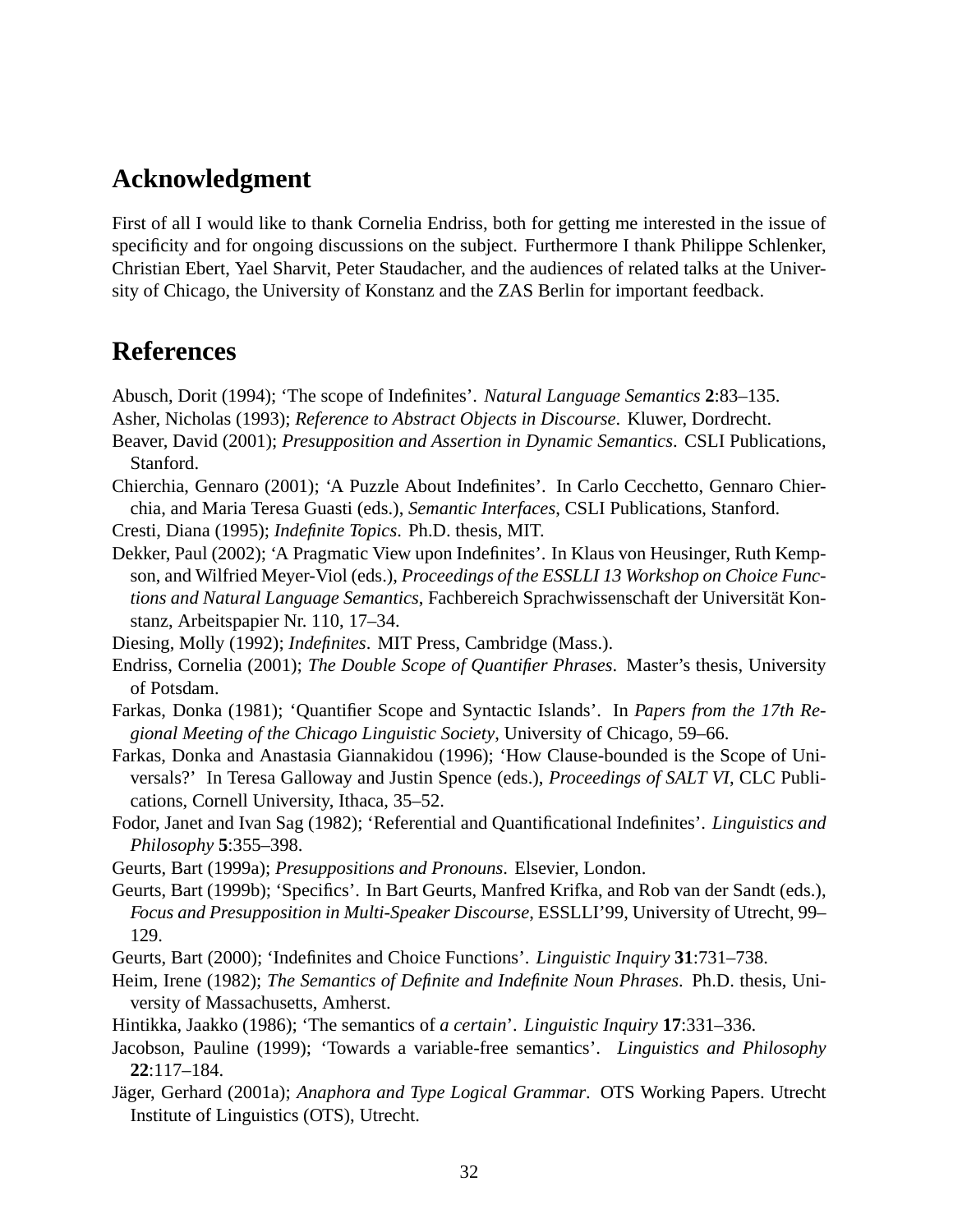## Acknowledgment

First of all I would like to thank Cornelia Endriss, both for getting me interested in the issue of specificity and for ongoing discussions on the subject. Furthermore I thank Philippe Schlenker, Christian Ebert, Yael Sharvit, Peter Staudacher, and the audiences of related talks at the University of Chicago, the University of Konstanz and the ZAS Berlin for important feedback.

## References

Abusch, Dorit (1994); 'The scope of Indefinites'. *Natural Language Semantics* **2**:83–135.

Asher, Nicholas (1993); *Reference to Abstract Objects in Discourse*. Kluwer, Dordrecht.

Beaver, David (2001); *Presupposition and Assertion in Dynamic Semantics*. CSLI Publications, Stanford.

Chierchia, Gennaro (2001); 'A Puzzle About Indefinites'. In Carlo Cecchetto, Gennaro Chierchia, and Maria Teresa Guasti (eds.), *Semantic Interfaces*, CSLI Publications, Stanford.

Cresti, Diana (1995); *Indefinite Topics*. Ph.D. thesis, MIT.

Dekker, Paul (2002); 'A Pragmatic View upon Indefinites'. In Klaus von Heusinger, Ruth Kempson, and Wilfried Meyer-Viol (eds.), *Proceedings of the ESSLLI 13 Workshop on Choice Functions and Natural Language Semantics*, Fachbereich Sprachwissenschaft der Universität Konstanz, Arbeitspapier Nr. 110, 17–34.

Diesing, Molly (1992); *Indefinites*. MIT Press, Cambridge (Mass.).

Endriss, Cornelia (2001); *The Double Scope of Quantifier Phrases*. Master's thesis, University of Potsdam.

Farkas, Donka (1981); 'Quantifier Scope and Syntactic Islands'. In *Papers from the 17th Regional Meeting of the Chicago Linguistic Society*, University of Chicago, 59–66.

Farkas, Donka and Anastasia Giannakidou (1996); 'How Clause-bounded is the Scope of Universals?' In Teresa Galloway and Justin Spence (eds.), *Proceedings of SALT VI*, CLC Publications, Cornell University, Ithaca, 35–52.

Fodor, Janet and Ivan Sag (1982); 'Referential and Quantificational Indefinites'. *Linguistics and Philosophy* **5**:355–398.

Geurts, Bart (1999a); *Presuppositions and Pronouns*. Elsevier, London.

Geurts, Bart (1999b); 'Specifics'. In Bart Geurts, Manfred Krifka, and Rob van der Sandt (eds.), *Focus and Presupposition in Multi-Speaker Discourse*, ESSLLI'99, University of Utrecht, 99–129.

Geurts, Bart (2000); 'Indefinites and Choice Functions'. *Linguistic Inquiry* **31**:731–738.

Heim, Irene (1982); *The Semantics of Definite and Indefinite Noun Phrases*. Ph.D. thesis, University of Massachusetts, Amherst.

Hintikka, Jaakko (1986); 'The semantics of *a certain*'. *Linguistic Inquiry* **17**:331–336.

Jacobson, Pauline (1999); 'Towards a variable-free semantics'. *Linguistics and Philosophy* **22**:117–184.

Jäger, Gerhard (2001a); *Anaphora and Type Logical Grammar*. OTS Working Papers. Utrecht Institute of Linguistics (OTS), Utrecht.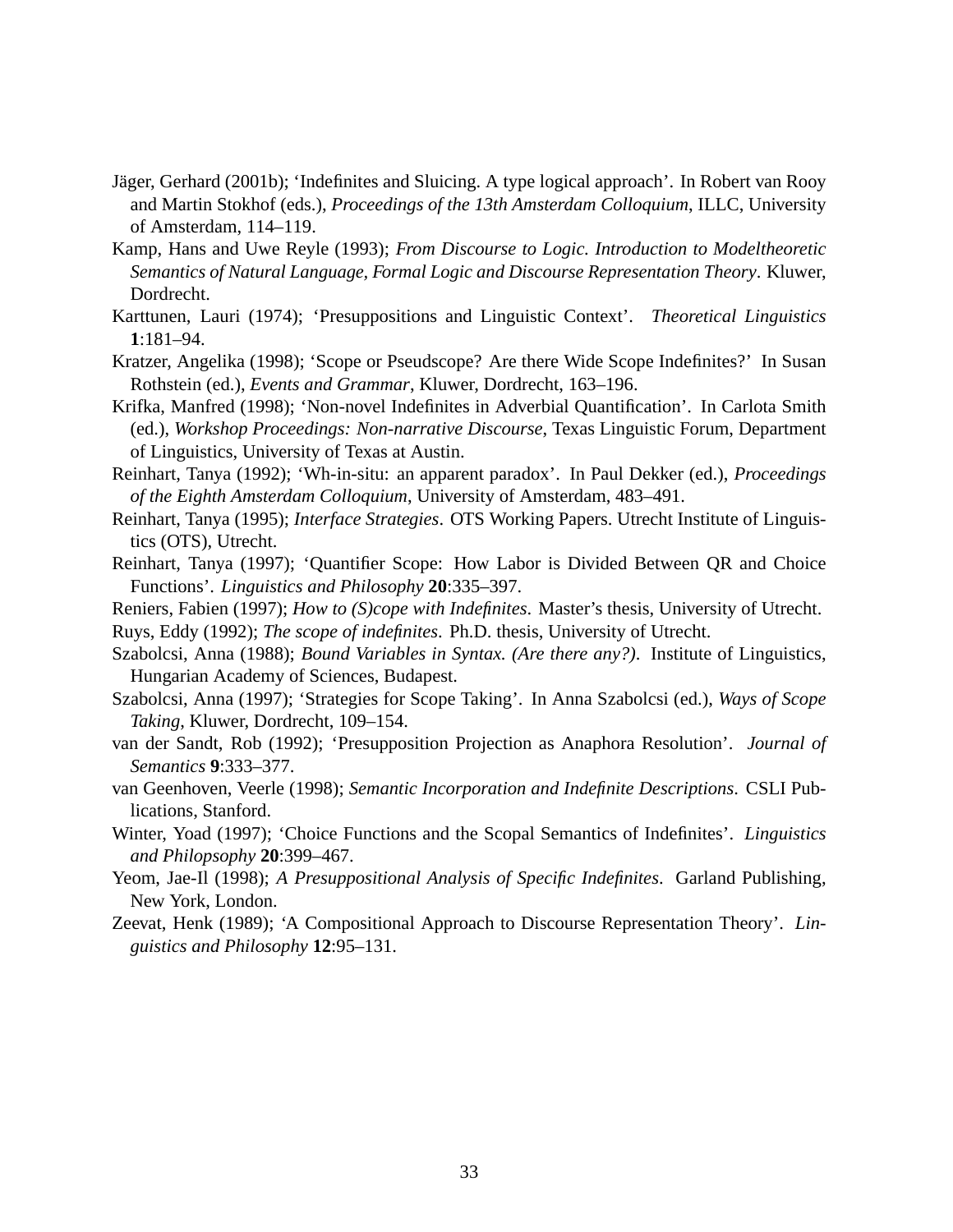Jäger, Gerhard (2001b); 'Indefinites and Sluicing. A type logical approach'. In Robert van Rooy and Martin Stokhof (eds.), *Proceedings of the 13th Amsterdam Colloquium*, ILLC, University of Amsterdam, 114–119.

Kamp, Hans and Uwe Reyle (1993); *From Discourse to Logic. Introduction to Modeltheoretic Semantics of Natural Language, Formal Logic and Discourse Representation Theory*. Kluwer, Dordrecht.

Karttunen, Lauri (1974); 'Presuppositions and Linguistic Context'. *Theoretical Linguistics* **1**:181–94.

Kratzer, Angelika (1998); 'Scope or Pseudscope? Are there Wide Scope Indefinites?' In Susan Rothstein (ed.), *Events and Grammar*, Kluwer, Dordrecht, 163–196.

Krifka, Manfred (1998); 'Non-novel Indefinites in Adverbial Quantification'. In Carlota Smith (ed.), *Workshop Proceedings: Non-narrative Discourse*, Texas Linguistic Forum, Department of Linguistics, University of Texas at Austin.

Reinhart, Tanya (1992); 'Wh-in-situ: an apparent paradox'. In Paul Dekker (ed.), *Proceedings of the Eighth Amsterdam Colloquium*, University of Amsterdam, 483–491.

Reinhart, Tanya (1995); *Interface Strategies*. OTS Working Papers. Utrecht Institute of Linguistics (OTS), Utrecht.

Reinhart, Tanya (1997); 'Quantifier Scope: How Labor is Divided Between QR and Choice Functions'. *Linguistics and Philosophy* **20**:335–397.

Reniers, Fabien (1997); *How to (S)cope with Indefinites*. Master's thesis, University of Utrecht.

Ruys, Eddy (1992); *The scope of indefinites*. Ph.D. thesis, University of Utrecht.

Szabolcsi, Anna (1988); *Bound Variables in Syntax. (Are there any?)*. Institute of Linguistics, Hungarian Academy of Sciences, Budapest.

Szabolcsi, Anna (1997); 'Strategies for Scope Taking'. In Anna Szabolcsi (ed.), *Ways of Scope Taking*, Kluwer, Dordrecht, 109–154.

van der Sandt, Rob (1992); 'Presupposition Projection as Anaphora Resolution'. *Journal of Semantics* **9**:333–377.

van Geenhoven, Veerle (1998); *Semantic Incorporation and Indefinite Descriptions*. CSLI Publications, Stanford.

Winter, Yoad (1997); 'Choice Functions and the Scopal Semantics of Indefinites'. *Linguistics and Philopsophy* **20**:399–467.

Yeom, Jae-Il (1998); *A Presuppositional Analysis of Specific Indefinites*. Garland Publishing, New York, London.

Zeevat, Henk (1989); 'A Compositional Approach to Discourse Representation Theory'. *Linguistics and Philosophy* **12**:95–131.